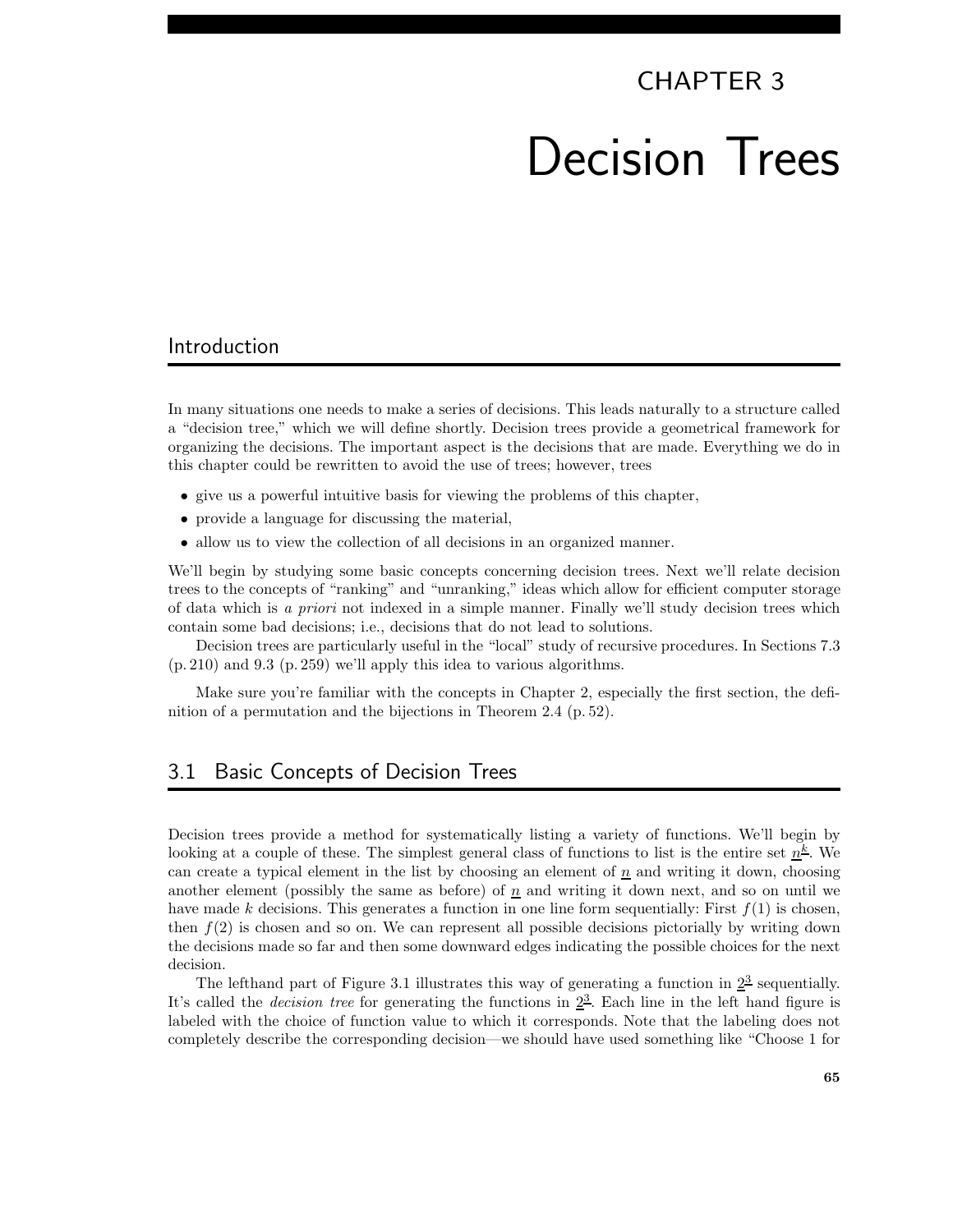# CHAPTER 3

# Decision Trees

## Introduction

In many situations one needs to make a series of decisions. This leads naturally to a structure called a "decision tree," which we will define shortly. Decision trees provide a geometrical framework for organizing the decisions. The important aspect is the decisions that are made. Everything we do in this chapter could be rewritten to avoid the use of trees; however, trees

- give us a powerful intuitive basis for viewing the problems of this chapter,
- provide a language for discussing the material,
- allow us to view the collection of all decisions in an organized manner.

We'll begin by studying some basic concepts concerning decision trees. Next we'll relate decision trees to the concepts of "ranking" and "unranking," ideas which allow for efficient computer storage of data which is *a priori* not indexed in a simple manner. Finally we'll study decision trees which contain some bad decisions; i.e., decisions that do not lead to solutions.

Decision trees are particularly useful in the "local" study of recursive procedures. In Sections 7.3 (p. 210) and 9.3 (p. 259) we'll apply this idea to various algorithms.

Make sure you're familiar with the concepts in Chapter 2, especially the first section, the definition of a permutation and the bijections in Theorem 2.4 (p. 52).

## 3.1 Basic Concepts of Decision Trees

Decision trees provide a method for systematically listing a variety of functions. We'll begin by looking at a couple of these. The simplest general class of functions to list is the entire set $\underline{n}^{\underline{k}}$. We can create a typical element in the list by choosing an element of $\underline{n}$ and writing it down, choosing another element (possibly the same as before) of $\underline{n}$ and writing it down next, and so on until we have made $k$ decisions. This generates a function in one line form sequentially: First $f(1)$ is chosen, then $f(2)$ is chosen and so on. We can represent all possible decisions pictorially by writing down the decisions made so far and then some downward edges indicating the possible choices for the next decision.

The lefthand part of Figure 3.1 illustrates this way of generating a function in $\underline{2}^{\underline{3}}$ sequentially. It's called the *decision tree* for generating the functions in $\underline{2}^{\underline{3}}$. Each line in the left hand figure is labeled with the choice of function value to which it corresponds. Note that the labeling does not completely describe the corresponding decision—we should have used something like "Choose 1 for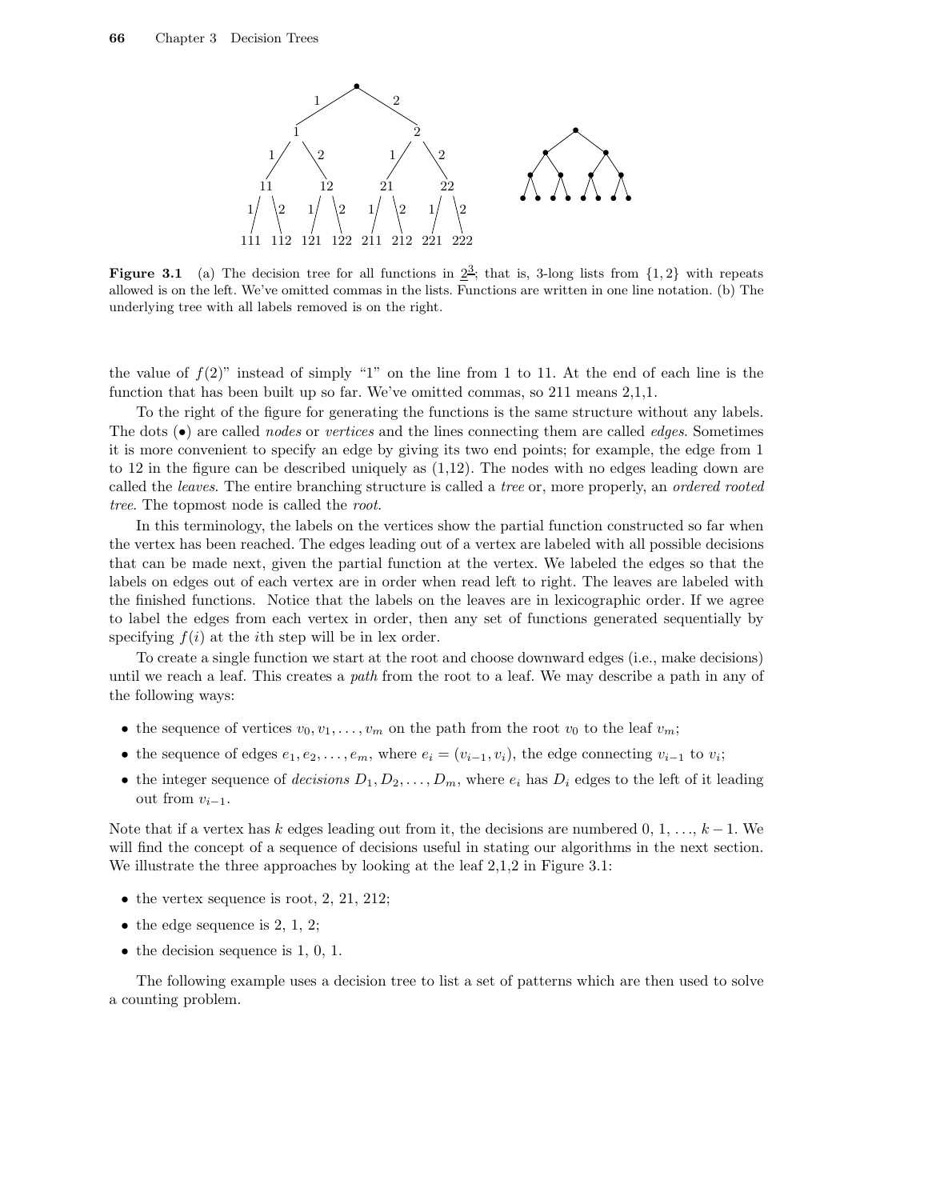**Figure 3.1** (a) The decision tree for all functions in $\underline{2}^{\underline{3}}$; that is, 3-long lists from $\{1,2\}$ with repeats allowed is on the left. We've omitted commas in the lists. Functions are written in one line notation. (b) The underlying tree with all labels removed is on the right.

the value of $f(2)$" instead of simply "1" on the line from 1 to 11. At the end of each line is the function that has been built up so far. We've omitted commas, so 211 means 2,1,1.

To the right of the figure for generating the functions is the same structure without any labels. The dots (•) are called *nodes* or *vertices* and the lines connecting them are called *edges*. Sometimes it is more convenient to specify an edge by giving its two end points; for example, the edge from 1 to 12 in the figure can be described uniquely as (1,12). The nodes with no edges leading down are called the *leaves*. The entire branching structure is called a *tree* or, more properly, an *ordered rooted tree*. The topmost node is called the *root*.

In this terminology, the labels on the vertices show the partial function constructed so far when the vertex has been reached. The edges leading out of a vertex are labeled with all possible decisions that can be made next, given the partial function at the vertex. We labeled the edges so that the labels on edges out of each vertex are in order when read left to right. The leaves are labeled with the finished functions. Notice that the labels on the leaves are in lexicographic order. If we agree to label the edges from each vertex in order, then any set of functions generated sequentially by specifying $f(i)$ at the $i$th step will be in lex order.

To create a single function we start at the root and choose downward edges (i.e., make decisions) until we reach a leaf. This creates a *path* from the root to a leaf. We may describe a path in any of the following ways:

- the sequence of vertices $v_0, v_1, \ldots, v_m$ on the path from the root $v_0$ to the leaf $v_m$;
- the sequence of edges $e_1, e_2, \ldots, e_m$, where $e_i = (v_{i-1}, v_i)$, the edge connecting $v_{i-1}$ to $v_i$;
- the integer sequence of *decisions* $D_1, D_2, \ldots, D_m$, where $e_i$ has $D_i$ edges to the left of it leading out from $v_{i-1}$.

Note that if a vertex has $k$ edges leading out from it, the decisions are numbered 0, 1, ..., $k-1$. We will find the concept of a sequence of decisions useful in stating our algorithms in the next section. We illustrate the three approaches by looking at the leaf 2,1,2 in Figure 3.1:

- the vertex sequence is root, 2, 21, 212;
- the edge sequence is 2, 1, 2;
- the decision sequence is 1, 0, 1.

The following example uses a decision tree to list a set of patterns which are then used to solve a counting problem.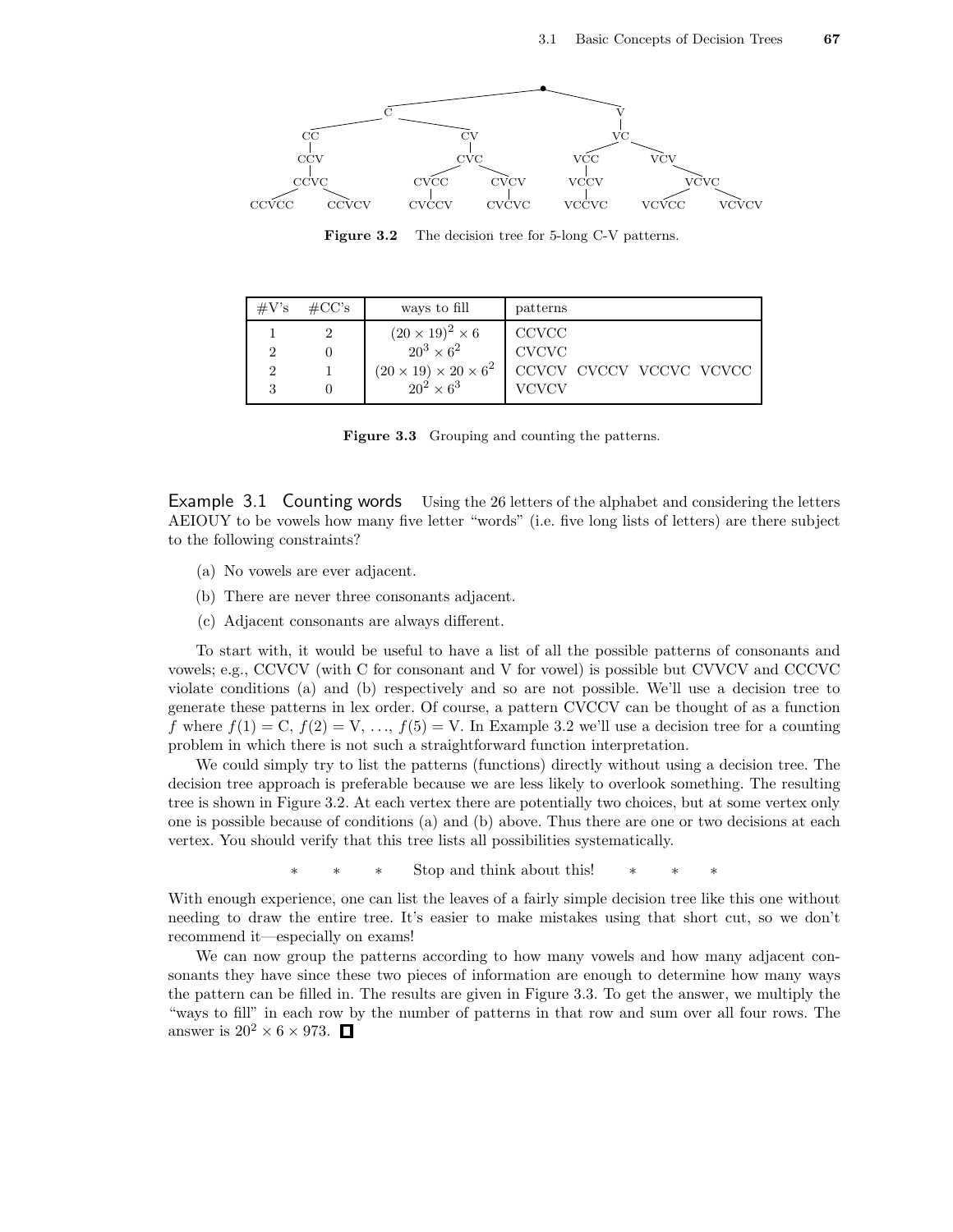Figure 3.2 The decision tree for 5-long C-V patterns.

| #V's | #CC's | ways to fill | patterns |
|---|---|---|---|
| 1 | 2 | $(20 \times 19)^2 \times 6$ | CCVCC |
| 2 | 0 | $20^3 \times 6^2$ | CVCVC |
| 2 | 1 | $(20 \times 19) \times 20 \times 6^2$ | CCVCV CVCCV VCCVC VCVCC |
| 3 | 0 | $20^2 \times 6^3$ | VCVCV |

**Figure 3.3** Grouping and counting the patterns.

**Example 3.1 Counting words** Using the 26 letters of the alphabet and considering the letters AEIOUY to be vowels how many five letter "words" (i.e. five long lists of letters) are there subject to the following constraints?

(a) No vowels are ever adjacent.

(b) There are never three consonants adjacent.

(c) Adjacent consonants are always different.

To start with, it would be useful to have a list of all the possible patterns of consonants and vowels; e.g., CCVCV (with C for consonant and V for vowel) is possible but CVVCV and CCCVC violate conditions (a) and (b) respectively and so are not possible. We'll use a decision tree to generate these patterns in lex order. Of course, a pattern CVCCV can be thought of as a function $f$ where $f(1) = \mathrm{C}$, $f(2) = \mathrm{V}$, $\ldots$, $f(5) = \mathrm{V}$. In Example 3.2 we'll use a decision tree for a counting problem in which there is not such a straightforward function interpretation.

We could simply try to list the patterns (functions) directly without using a decision tree. The decision tree approach is preferable because we are less likely to overlook something. The resulting tree is shown in Figure 3.2. At each vertex there are potentially two choices, but at some vertex only one is possible because of conditions (a) and (b) above. Thus there are one or two decisions at each vertex. You should verify that this tree lists all possibilities systematically.

\* \* \* Stop and think about this! \* \* \*

With enough experience, one can list the leaves of a fairly simple decision tree like this one without needing to draw the entire tree. It's easier to make mistakes using that short cut, so we don't recommend it—especially on exams!

We can now group the patterns according to how many vowels and how many adjacent consonants they have since these two pieces of information are enough to determine how many ways the pattern can be filled in. The results are given in Figure 3.3. To get the answer, we multiply the "ways to fill" in each row by the number of patterns in that row and sum over all four rows. The answer is $20^2 \times 6 \times 973$. □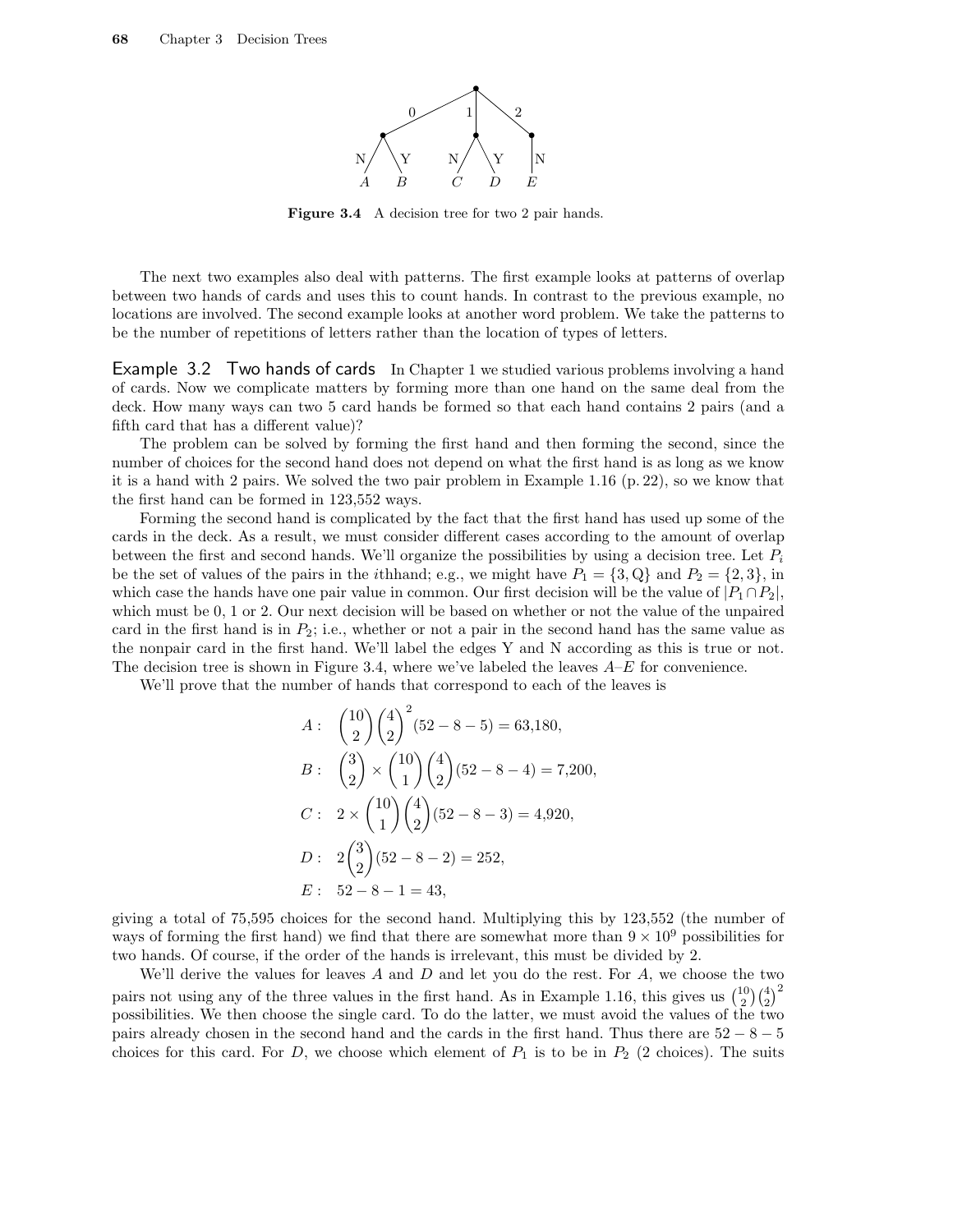Figure 3.4 A decision tree for two 2 pair hands.

The next two examples also deal with patterns. The first example looks at patterns of overlap between two hands of cards and uses this to count hands. In contrast to the previous example, no locations are involved. The second example looks at another word problem. We take the patterns to be the number of repetitions of letters rather than the location of types of letters.

**Example 3.2 Two hands of cards** In Chapter 1 we studied various problems involving a hand of cards. Now we complicate matters by forming more than one hand on the same deal from the deck. How many ways can two 5 card hands be formed so that each hand contains 2 pairs (and a fifth card that has a different value)?

The problem can be solved by forming the first hand and then forming the second, since the number of choices for the second hand does not depend on what the first hand is as long as we know it is a hand with 2 pairs. We solved the two pair problem in Example 1.16 (p. 22), so we know that the first hand can be formed in 123,552 ways.

Forming the second hand is complicated by the fact that the first hand has used up some of the cards in the deck. As a result, we must consider different cases according to the amount of overlap between the first and second hands. We'll organize the possibilities by using a decision tree. Let $P_i$ be the set of values of the pairs in the $i$thhand; e.g., we might have $P_1 = \{3, \mathrm{Q}\}$ and $P_2 = \{2, 3\}$, in which case the hands have one pair value in common. Our first decision will be the value of $|P_1 \cap P_2|$, which must be 0, 1 or 2. Our next decision will be based on whether or not the value of the unpaired card in the first hand is in $P_2$; i.e., whether or not a pair in the second hand has the same value as the nonpair card in the first hand. We'll label the edges Y and N according as this is true or not. The decision tree is shown in Figure 3.4, where we've labeled the leaves $A$–$E$ for convenience.

We'll prove that the number of hands that correspond to each of the leaves is

$$
\begin{aligned}
A: &\quad \binom{10}{2}\binom{4}{2}^2(52-8-5) = 63{,}180,\\
B: &\quad \binom{3}{2} \times \binom{10}{1}\binom{4}{2}(52-8-4) = 7{,}200,\\
C: &\quad 2 \times \binom{10}{1}\binom{4}{2}(52-8-3) = 4{,}920,\\
D: &\quad 2\binom{3}{2}(52-8-2) = 252,\\
E: &\quad 52-8-1 = 43,
\end{aligned}
$$

giving a total of 75,595 choices for the second hand. Multiplying this by 123,552 (the number of ways of forming the first hand) we find that there are somewhat more than $9 \times 10^9$ possibilities for two hands. Of course, if the order of the hands is irrelevant, this must be divided by 2.

We'll derive the values for leaves $A$ and $D$ and let you do the rest. For $A$, we choose the two pairs not using any of the three values in the first hand. As in Example 1.16, this gives us $\binom{10}{2}\binom{4}{2}^2$ possibilities. We then choose the single card. To do the latter, we must avoid the values of the two pairs already chosen in the second hand and the cards in the first hand. Thus there are $52 - 8 - 5$ choices for this card. For $D$, we choose which element of $P_1$ is to be in $P_2$ (2 choices). The suits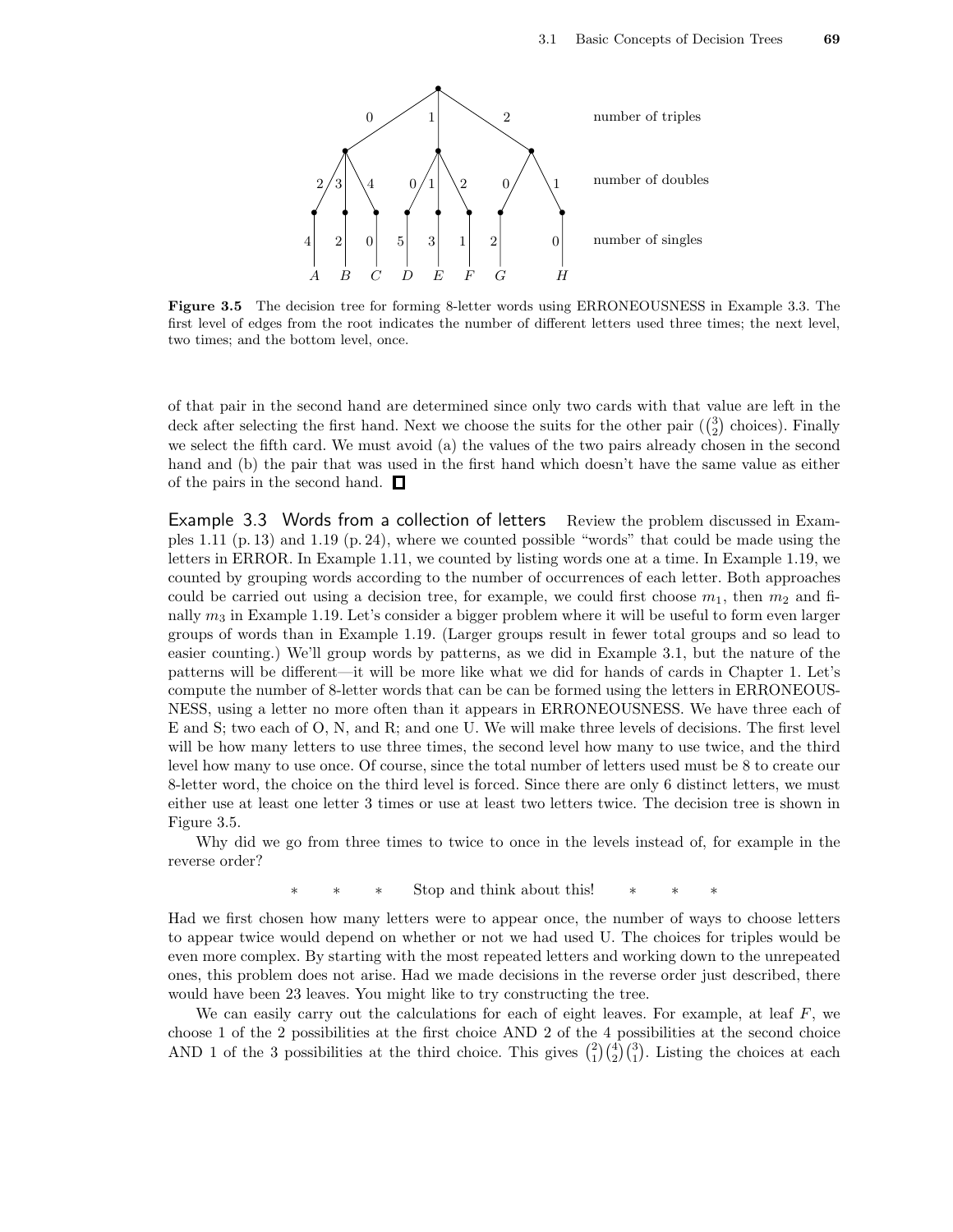**Figure 3.5** The decision tree for forming 8-letter words using ERRONEOUSNESS in Example 3.3. The first level of edges from the root indicates the number of different letters used three times; the next level, two times; and the bottom level, once.

of that pair in the second hand are determined since only two cards with that value are left in the deck after selecting the first hand. Next we choose the suits for the other pair ($\binom{3}{2}$ choices). Finally we select the fifth card. We must avoid (a) the values of the two pairs already chosen in the second hand and (b) the pair that was used in the first hand which doesn't have the same value as either of the pairs in the second hand. □

**Example 3.3 Words from a collection of letters** Review the problem discussed in Examples 1.11 (p. 13) and 1.19 (p. 24), where we counted possible "words" that could be made using the letters in ERROR. In Example 1.11, we counted by listing words one at a time. In Example 1.19, we counted by grouping words according to the number of occurrences of each letter. Both approaches could be carried out using a decision tree, for example, we could first choose $m_1$, then $m_2$ and finally $m_3$ in Example 1.19. Let's consider a bigger problem where it will be useful to form even larger groups of words than in Example 1.19. (Larger groups result in fewer total groups and so lead to easier counting.) We'll group words by patterns, as we did in Example 3.1, but the nature of the patterns will be different—it will be more like what we did for hands of cards in Chapter 1. Let's compute the number of 8-letter words that can be can be formed using the letters in ERRONEOUSNESS, using a letter no more often than it appears in ERRONEOUSNESS. We have three each of E and S; two each of O, N, and R; and one U. We will make three levels of decisions. The first level will be how many letters to use three times, the second level how many to use twice, and the third level how many to use once. Of course, since the total number of letters used must be 8 to create our 8-letter word, the choice on the third level is forced. Since there are only 6 distinct letters, we must either use at least one letter 3 times or use at least two letters twice. The decision tree is shown in Figure 3.5.

Why did we go from three times to twice to once in the levels instead of, for example in the reverse order?

$*$ $*$ $*$ Stop and think about this! $*$ $*$ $*$

Had we first chosen how many letters were to appear once, the number of ways to choose letters to appear twice would depend on whether or not we had used U. The choices for triples would be even more complex. By starting with the most repeated letters and working down to the unrepeated ones, this problem does not arise. Had we made decisions in the reverse order just described, there would have been 23 leaves. You might like to try constructing the tree.

We can easily carry out the calculations for each of eight leaves. For example, at leaf $F$, we choose 1 of the 2 possibilities at the first choice AND 2 of the 4 possibilities at the second choice AND 1 of the 3 possibilities at the third choice. This gives $\binom{2}{1}\binom{4}{2}\binom{3}{1}$. Listing the choices at each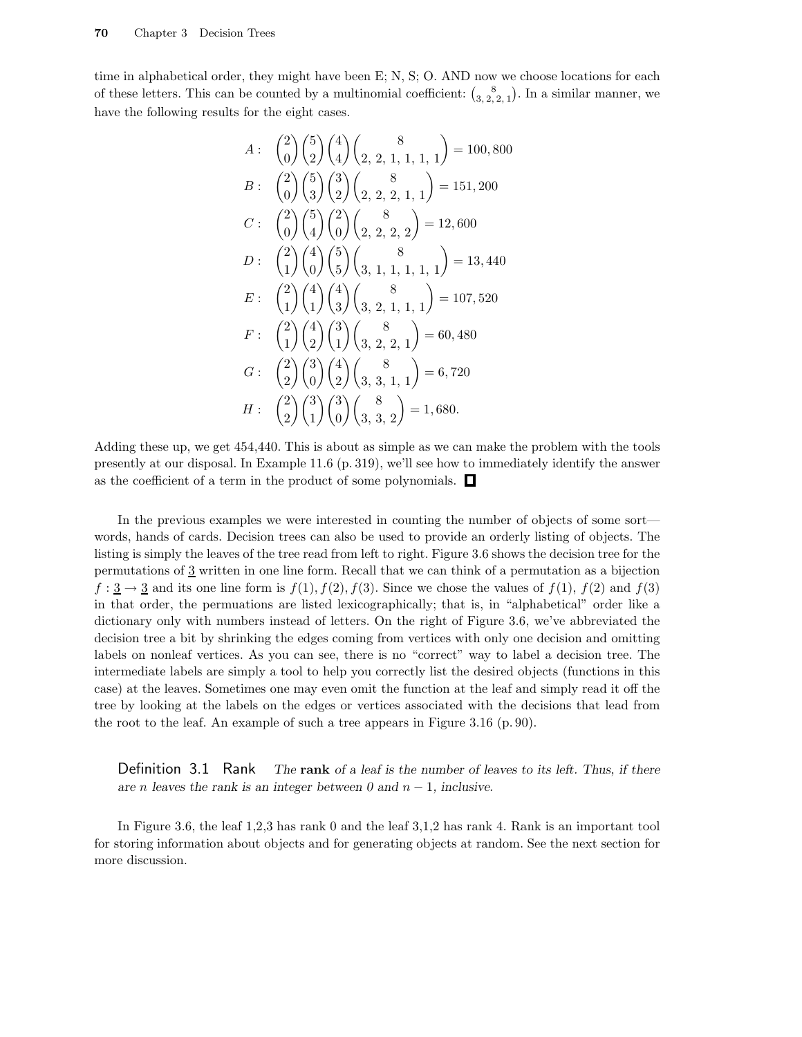time in alphabetical order, they might have been E; N, S; O. AND now we choose locations for each of these letters. This can be counted by a multinomial coefficient: $\binom{8}{3,\,2,\,2,\,1}$. In a similar manner, we have the following results for the eight cases.

$$
\begin{aligned}
A:&\quad \binom{2}{0}\binom{5}{2}\binom{4}{4}\binom{8}{2,\,2,\,1,\,1,\,1,\,1} = 100,800\\
B:&\quad \binom{2}{0}\binom{5}{3}\binom{3}{2}\binom{8}{2,\,2,\,2,\,1,\,1} = 151,200\\
C:&\quad \binom{2}{0}\binom{5}{4}\binom{2}{0}\binom{8}{2,\,2,\,2,\,2} = 12,600\\
D:&\quad \binom{2}{1}\binom{4}{0}\binom{5}{5}\binom{8}{3,\,1,\,1,\,1,\,1,\,1} = 13,440\\
E:&\quad \binom{2}{1}\binom{4}{1}\binom{4}{3}\binom{8}{3,\,2,\,1,\,1,\,1} = 107,520\\
F:&\quad \binom{2}{1}\binom{4}{2}\binom{3}{1}\binom{8}{3,\,2,\,2,\,1} = 60,480\\
G:&\quad \binom{2}{2}\binom{3}{0}\binom{4}{2}\binom{8}{3,\,3,\,1,\,1} = 6,720\\
H:&\quad \binom{2}{2}\binom{3}{1}\binom{3}{0}\binom{8}{3,\,3,\,2} = 1,680.
\end{aligned}
$$

Adding these up, we get 454,440. This is about as simple as we can make the problem with the tools presently at our disposal. In Example 11.6 (p. 319), we'll see how to immediately identify the answer as the coefficient of a term in the product of some polynomials. □

In the previous examples we were interested in counting the number of objects of some sort—words, hands of cards. Decision trees can also be used to provide an orderly listing of objects. The listing is simply the leaves of the tree read from left to right. Figure 3.6 shows the decision tree for the permutations of $\underline{3}$ written in one line form. Recall that we can think of a permutation as a bijection $f : \underline{3} \to \underline{3}$ and its one line form is $f(1), f(2), f(3)$. Since we chose the values of $f(1)$, $f(2)$ and $f(3)$ in that order, the permuations are listed lexicographically; that is, in "alphabetical" order like a dictionary only with numbers instead of letters. On the right of Figure 3.6, we've abbreviated the decision tree a bit by shrinking the edges coming from vertices with only one decision and omitting labels on nonleaf vertices. As you can see, there is no "correct" way to label a decision tree. The intermediate labels are simply a tool to help you correctly list the desired objects (functions in this case) at the leaves. Sometimes one may even omit the function at the leaf and simply read it off the tree by looking at the labels on the edges or vertices associated with the decisions that lead from the root to the leaf. An example of such a tree appears in Figure 3.16 (p. 90).

**Definition 3.1 Rank** *The* **rank** *of a leaf is the number of leaves to its left. Thus, if there are $n$ leaves the rank is an integer between 0 and $n-1$, inclusive.*

In Figure 3.6, the leaf 1,2,3 has rank 0 and the leaf 3,1,2 has rank 4. Rank is an important tool for storing information about objects and for generating objects at random. See the next section for more discussion.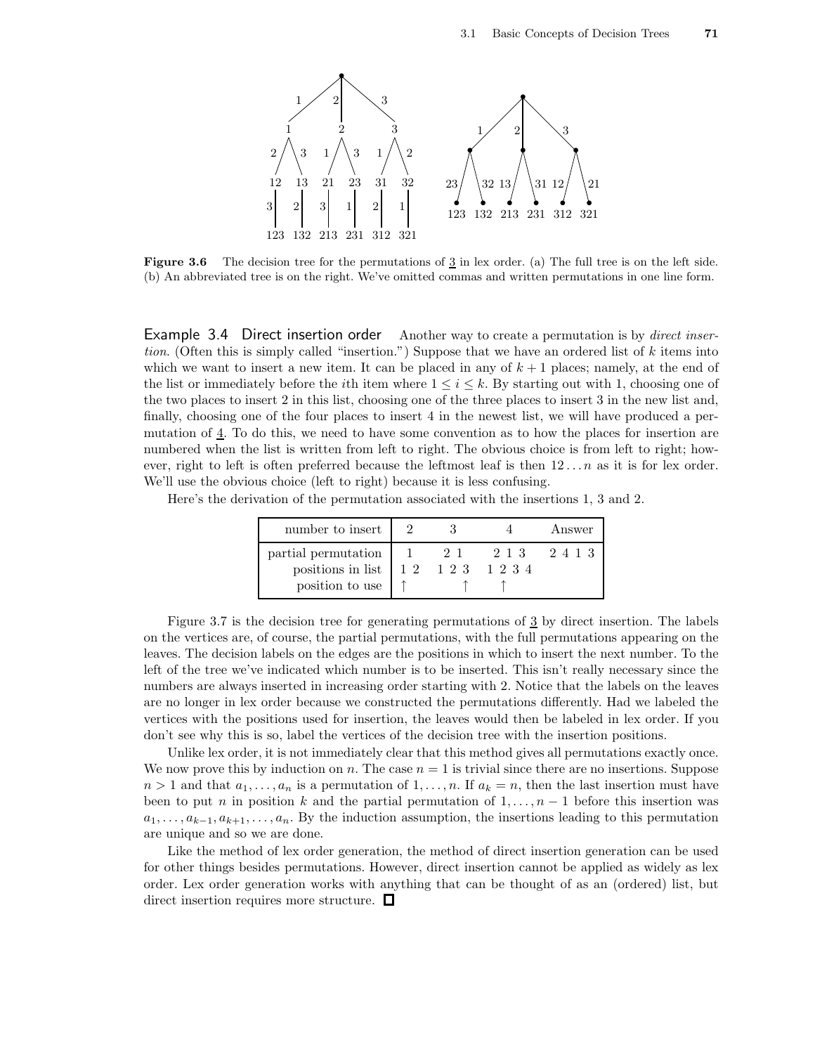**Figure 3.6** The decision tree for the permutations of $\underline{3}$ in lex order. (a) The full tree is on the left side. (b) An abbreviated tree is on the right. We've omitted commas and written permutations in one line form.

**Example 3.4 Direct insertion order** Another way to create a permutation is by *direct insertion*. (Often this is simply called "insertion.") Suppose that we have an ordered list of $k$ items into which we want to insert a new item. It can be placed in any of $k+1$ places; namely, at the end of the list or immediately before the $i$th item where $1 \le i \le k$. By starting out with 1, choosing one of the two places to insert 2 in this list, choosing one of the three places to insert 3 in the new list and, finally, choosing one of the four places to insert 4 in the newest list, we will have produced a permutation of $\underline{4}$. To do this, we need to have some convention as to how the places for insertion are numbered when the list is written from left to right. The obvious choice is from left to right; however, right to left is often preferred because the leftmost leaf is then $12\ldots n$ as it is for lex order. We'll use the obvious choice (left to right) because it is less confusing.

Here's the derivation of the permutation associated with the insertions 1, 3 and 2.

| number to insert | 2 | 3 | 4 | Answer |
|---|---|---|---|---|
| partial permutation | 1 | 2 1 | 2 1 3 | 2 4 1 3 |
| positions in list | 1 2 | 1 2 3 | 1 2 3 4 | |
| position to use | ↑ (1) | ↑ (3) | ↑ (2) | |

Figure 3.7 is the decision tree for generating permutations of $\underline{3}$ by direct insertion. The labels on the vertices are, of course, the partial permutations, with the full permutations appearing on the leaves. The decision labels on the edges are the positions in which to insert the next number. To the left of the tree we've indicated which number is to be inserted. This isn't really necessary since the numbers are always inserted in increasing order starting with 2. Notice that the labels on the leaves are no longer in lex order because we constructed the permutations differently. Had we labeled the vertices with the positions used for insertion, the leaves would then be labeled in lex order. If you don't see why this is so, label the vertices of the decision tree with the insertion positions.

Unlike lex order, it is not immediately clear that this method gives all permutations exactly once. We now prove this by induction on $n$. The case $n = 1$ is trivial since there are no insertions. Suppose $n > 1$ and that $a_1, \ldots, a_n$ is a permutation of $1, \ldots, n$. If $a_k = n$, then the last insertion must have been to put $n$ in position $k$ and the partial permutation of $1, \ldots, n-1$ before this insertion was $a_1, \ldots, a_{k-1}, a_{k+1}, \ldots, a_n$. By the induction assumption, the insertions leading to this permutation are unique and so we are done.

Like the method of lex order generation, the method of direct insertion generation can be used for other things besides permutations. However, direct insertion cannot be applied as widely as lex order. Lex order generation works with anything that can be thought of as an (ordered) list, but direct insertion requires more structure. □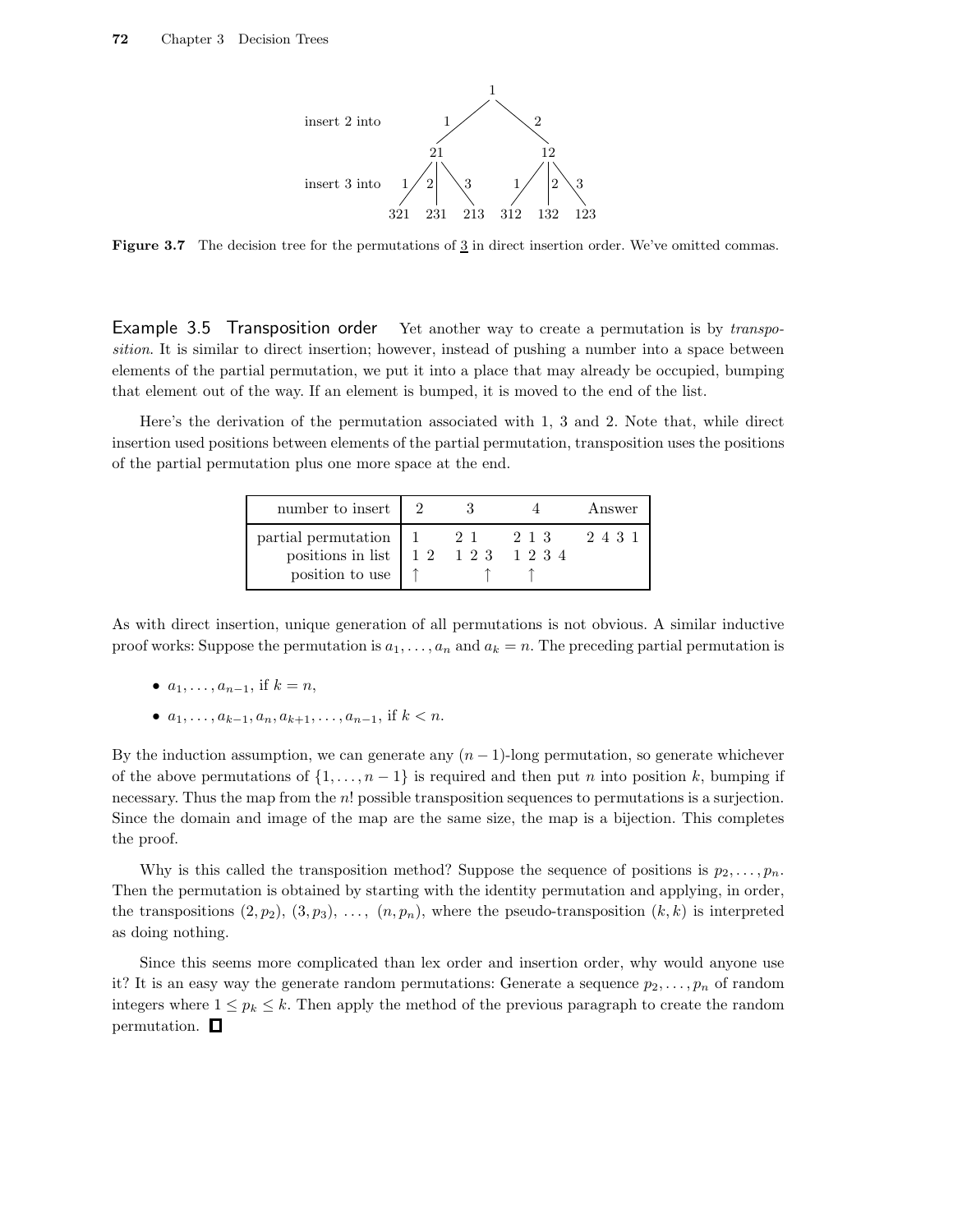```
                         1
insert 2 into      1 /       \ 2
                  21           12
insert 3 into  1/ |2 \3     1/ |2 \3
             321 231 213  312 132 123
```

**Figure 3.7** The decision tree for the permutations of $\underline{3}$ in direct insertion order. We've omitted commas.

**Example 3.5 Transposition order** Yet another way to create a permutation is by *transposition*. It is similar to direct insertion; however, instead of pushing a number into a space between elements of the partial permutation, we put it into a place that may already be occupied, bumping that element out of the way. If an element is bumped, it is moved to the end of the list.

Here's the derivation of the permutation associated with 1, 3 and 2. Note that, while direct insertion used positions between elements of the partial permutation, transposition uses the positions of the partial permutation plus one more space at the end.

| number to insert | 2 | 3 | 4 | Answer |
|---|---|---|---|---|
| partial permutation | 1 | 2 1 | 2 1 3 | 2 4 3 1 |
| positions in list | 1 2 | 1 2 3 | 1 2 3 4 | |
| position to use | ↑ (1) | ↑ (3) | ↑ (2) | |

As with direct insertion, unique generation of all permutations is not obvious. A similar inductive proof works: Suppose the permutation is $a_1, \ldots, a_n$ and $a_k = n$. The preceding partial permutation is

- $a_1, \ldots, a_{n-1}$, if $k = n$,
- $a_1, \ldots, a_{k-1}, a_n, a_{k+1}, \ldots, a_{n-1}$, if $k < n$.

By the induction assumption, we can generate any $(n-1)$-long permutation, so generate whichever of the above permutations of $\{1, \ldots, n-1\}$ is required and then put $n$ into position $k$, bumping if necessary. Thus the map from the $n!$ possible transposition sequences to permutations is a surjection. Since the domain and image of the map are the same size, the map is a bijection. This completes the proof.

Why is this called the transposition method? Suppose the sequence of positions is $p_2, \ldots, p_n$. Then the permutation is obtained by starting with the identity permutation and applying, in order, the transpositions $(2, p_2)$, $(3, p_3)$, $\ldots$, $(n, p_n)$, where the pseudo-transposition $(k, k)$ is interpreted as doing nothing.

Since this seems more complicated than lex order and insertion order, why would anyone use it? It is an easy way the generate random permutations: Generate a sequence $p_2, \ldots, p_n$ of random integers where $1 \leq p_k \leq k$. Then apply the method of the previous paragraph to create the random permutation. □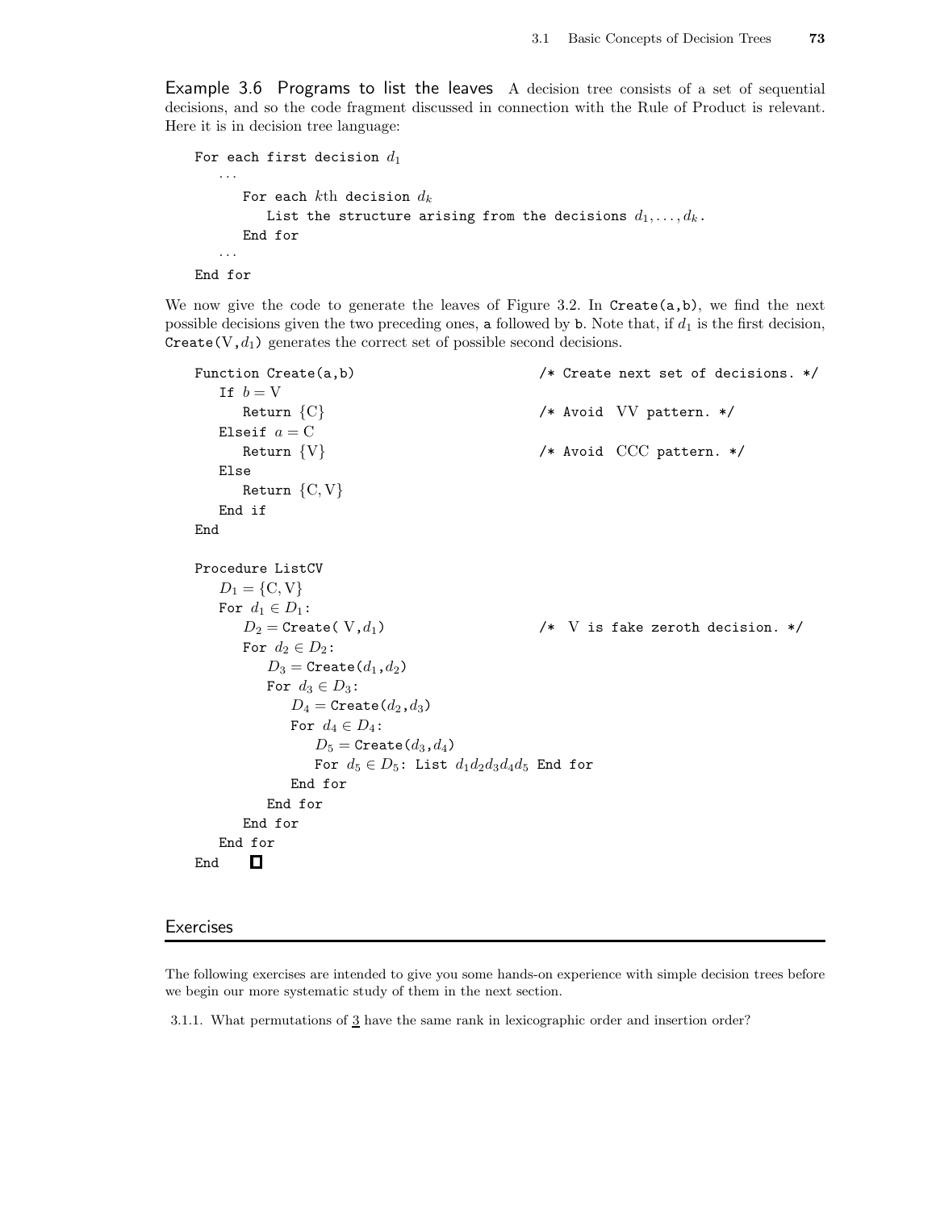**Example 3.6 Programs to list the leaves** A decision tree consists of a set of sequential decisions, and so the code fragment discussed in connection with the Rule of Product is relevant. Here it is in decision tree language:

```
For each first decision d_1
   ...
      For each kth decision d_k
         List the structure arising from the decisions d_1, ..., d_k.
      End for
   ...
End for
```

We now give the code to generate the leaves of Figure 3.2. In Create(a,b), we find the next possible decisions given the two preceding ones, a followed by b. Note that, if $d_1$ is the first decision, Create(V,$d_1$) generates the correct set of possible second decisions.

```
Function Create(a,b)                      /* Create next set of decisions. */
   If b = V
      Return {C}                          /* Avoid VV pattern. */
   Elseif a = C
      Return {V}                          /* Avoid CCC pattern. */
   Else
      Return {C,V}
   End if
End

Procedure ListCV
   D_1 = {C,V}
   For d_1 ∈ D_1:
      D_2 = Create( V,d_1)                /* V is fake zeroth decision. */
      For d_2 ∈ D_2:
         D_3 = Create(d_1,d_2)
         For d_3 ∈ D_3:
            D_4 = Create(d_2,d_3)
            For d_4 ∈ D_4:
               D_5 = Create(d_3,d_4)
               For d_5 ∈ D_5: List d_1d_2d_3d_4d_5 End for
            End for
         End for
      End for
   End for
End
```

## Exercises

The following exercises are intended to give you some hands-on experience with simple decision trees before we begin our more systematic study of them in the next section.

3.1.1. What permutations of $\underline{3}$ have the same rank in lexicographic order and insertion order?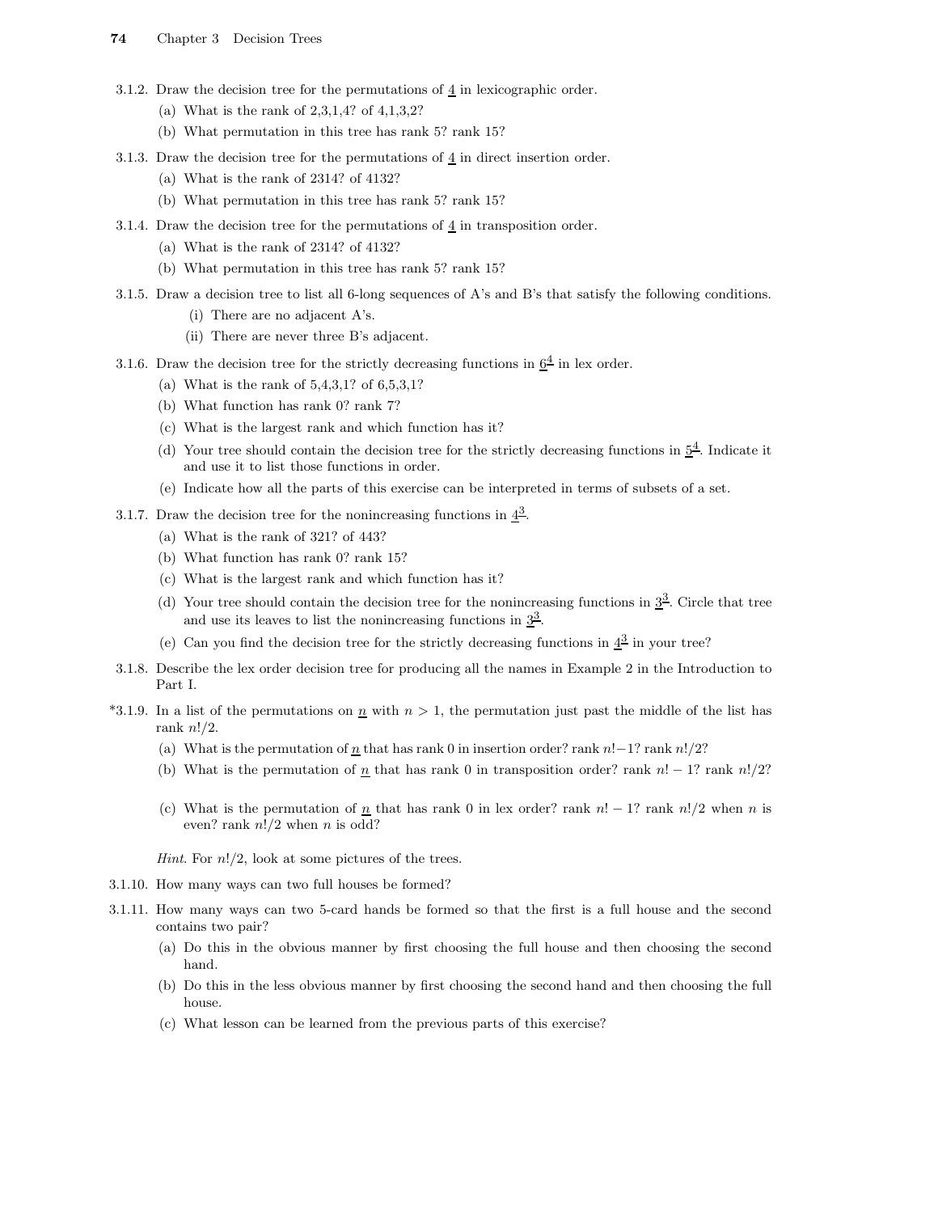3.1.2. Draw the decision tree for the permutations of $\underline{4}$ in lexicographic order.

(a) What is the rank of 2,3,1,4? of 4,1,3,2?

(b) What permutation in this tree has rank 5? rank 15?

3.1.3. Draw the decision tree for the permutations of $\underline{4}$ in direct insertion order.

(a) What is the rank of 2314? of 4132?

(b) What permutation in this tree has rank 5? rank 15?

3.1.4. Draw the decision tree for the permutations of $\underline{4}$ in transposition order.

(a) What is the rank of 2314? of 4132?

(b) What permutation in this tree has rank 5? rank 15?

3.1.5. Draw a decision tree to list all 6-long sequences of A's and B's that satisfy the following conditions.

(i) There are no adjacent A's.

(ii) There are never three B's adjacent.

3.1.6. Draw the decision tree for the strictly decreasing functions in $\underline{6}^{\underline{4}}$ in lex order.

(a) What is the rank of 5,4,3,1? of 6,5,3,1?

(b) What function has rank 0? rank 7?

(c) What is the largest rank and which function has it?

(d) Your tree should contain the decision tree for the strictly decreasing functions in $\underline{5}^{\underline{4}}$. Indicate it and use it to list those functions in order.

(e) Indicate how all the parts of this exercise can be interpreted in terms of subsets of a set.

3.1.7. Draw the decision tree for the nonincreasing functions in $\underline{4}^{\underline{3}}$.

(a) What is the rank of 321? of 443?

(b) What function has rank 0? rank 15?

(c) What is the largest rank and which function has it?

(d) Your tree should contain the decision tree for the nonincreasing functions in $\underline{3}^{\underline{3}}$. Circle that tree and use its leaves to list the nonincreasing functions in $\underline{3}^{\underline{3}}$.

(e) Can you find the decision tree for the strictly decreasing functions in $\underline{4}^{\underline{3}}$ in your tree?

3.1.8. Describe the lex order decision tree for producing all the names in Example 2 in the Introduction to Part I.

*3.1.9. In a list of the permutations on $\underline{n}$ with $n > 1$, the permutation just past the middle of the list has rank $n!/2$.

(a) What is the permutation of $\underline{n}$ that has rank 0 in insertion order? rank $n!-1$? rank $n!/2$?

(b) What is the permutation of $\underline{n}$ that has rank 0 in transposition order? rank $n!-1$? rank $n!/2$?

(c) What is the permutation of $\underline{n}$ that has rank 0 in lex order? rank $n!-1$? rank $n!/2$ when $n$ is even? rank $n!/2$ when $n$ is odd?

*Hint*. For $n!/2$, look at some pictures of the trees.

3.1.10. How many ways can two full houses be formed?

3.1.11. How many ways can two 5-card hands be formed so that the first is a full house and the second contains two pair?

(a) Do this in the obvious manner by first choosing the full house and then choosing the second hand.

(b) Do this in the less obvious manner by first choosing the second hand and then choosing the full house.

(c) What lesson can be learned from the previous parts of this exercise?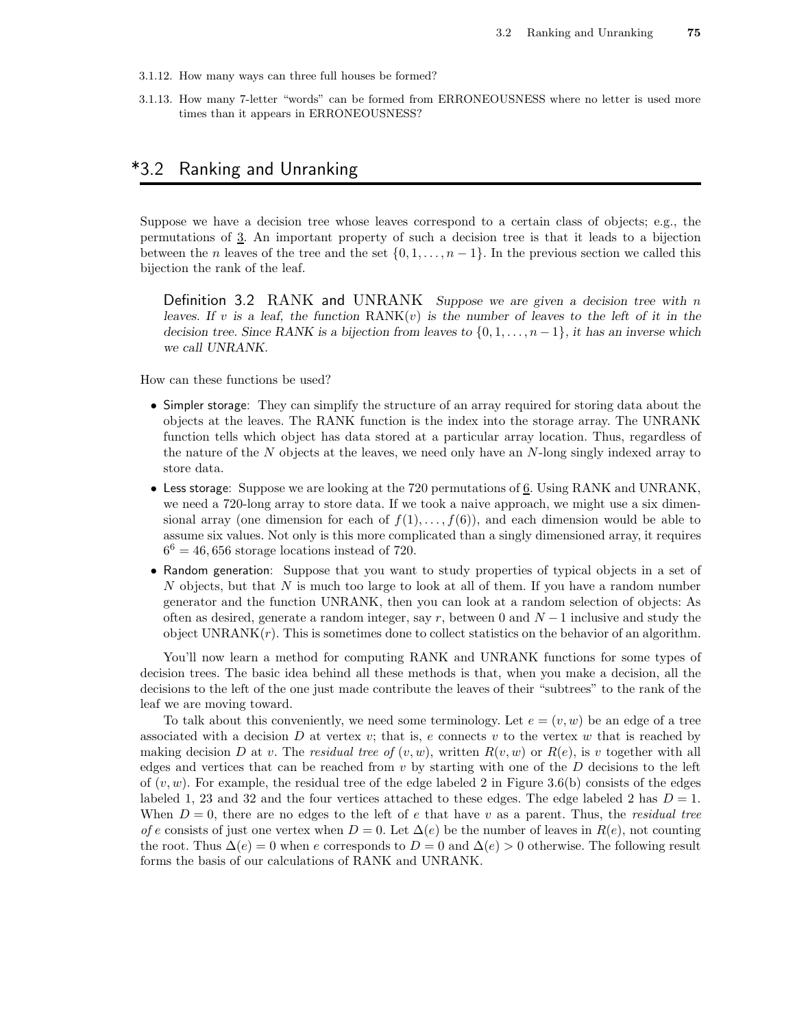3.1.12. How many ways can three full houses be formed?

3.1.13. How many 7-letter "words" can be formed from ERRONEOUSNESS where no letter is used more times than it appears in ERRONEOUSNESS?

## *3.2 Ranking and Unranking

Suppose we have a decision tree whose leaves correspond to a certain class of objects; e.g., the permutations of $\underline{3}$. An important property of such a decision tree is that it leads to a bijection between the $n$ leaves of the tree and the set $\{0, 1, \ldots, n-1\}$. In the previous section we called this bijection the rank of the leaf.

> **Definition 3.2 RANK and UNRANK** *Suppose we are given a decision tree with $n$ leaves. If $v$ is a leaf, the function* RANK$(v)$ *is the number of leaves to the left of it in the decision tree. Since RANK is a bijection from leaves to $\{0, 1, \ldots, n-1\}$, it has an inverse which we call UNRANK.*

How can these functions be used?

- Simpler storage: They can simplify the structure of an array required for storing data about the objects at the leaves. The RANK function is the index into the storage array. The UNRANK function tells which object has data stored at a particular array location. Thus, regardless of the nature of the $N$ objects at the leaves, we need only have an $N$-long singly indexed array to store data.
- Less storage: Suppose we are looking at the 720 permutations of $\underline{6}$. Using RANK and UNRANK, we need a 720-long array to store data. If we took a naive approach, we might use a six dimensional array (one dimension for each of $f(1), \ldots, f(6)$), and each dimension would be able to assume six values. Not only is this more complicated than a singly dimensioned array, it requires $6^6 = 46,656$ storage locations instead of 720.
- Random generation: Suppose that you want to study properties of typical objects in a set of $N$ objects, but that $N$ is much too large to look at all of them. If you have a random number generator and the function UNRANK, then you can look at a random selection of objects: As often as desired, generate a random integer, say $r$, between 0 and $N-1$ inclusive and study the object UNRANK$(r)$. This is sometimes done to collect statistics on the behavior of an algorithm.

You'll now learn a method for computing RANK and UNRANK functions for some types of decision trees. The basic idea behind all these methods is that, when you make a decision, all the decisions to the left of the one just made contribute the leaves of their "subtrees" to the rank of the leaf we are moving toward.

To talk about this conveniently, we need some terminology. Let $e = (v, w)$ be an edge of a tree associated with a decision $D$ at vertex $v$; that is, $e$ connects $v$ to the vertex $w$ that is reached by making decision $D$ at $v$. The *residual tree of* $(v, w)$, written $R(v, w)$ or $R(e)$, is $v$ together with all edges and vertices that can be reached from $v$ by starting with one of the $D$ decisions to the left of $(v, w)$. For example, the residual tree of the edge labeled 2 in Figure 3.6(b) consists of the edges labeled 1, 23 and 32 and the four vertices attached to these edges. The edge labeled 2 has $D = 1$. When $D = 0$, there are no edges to the left of $e$ that have $v$ as a parent. Thus, the *residual tree of* $e$ consists of just one vertex when $D = 0$. Let $\Delta(e)$ be the number of leaves in $R(e)$, not counting the root. Thus $\Delta(e) = 0$ when $e$ corresponds to $D = 0$ and $\Delta(e) > 0$ otherwise. The following result forms the basis of our calculations of RANK and UNRANK.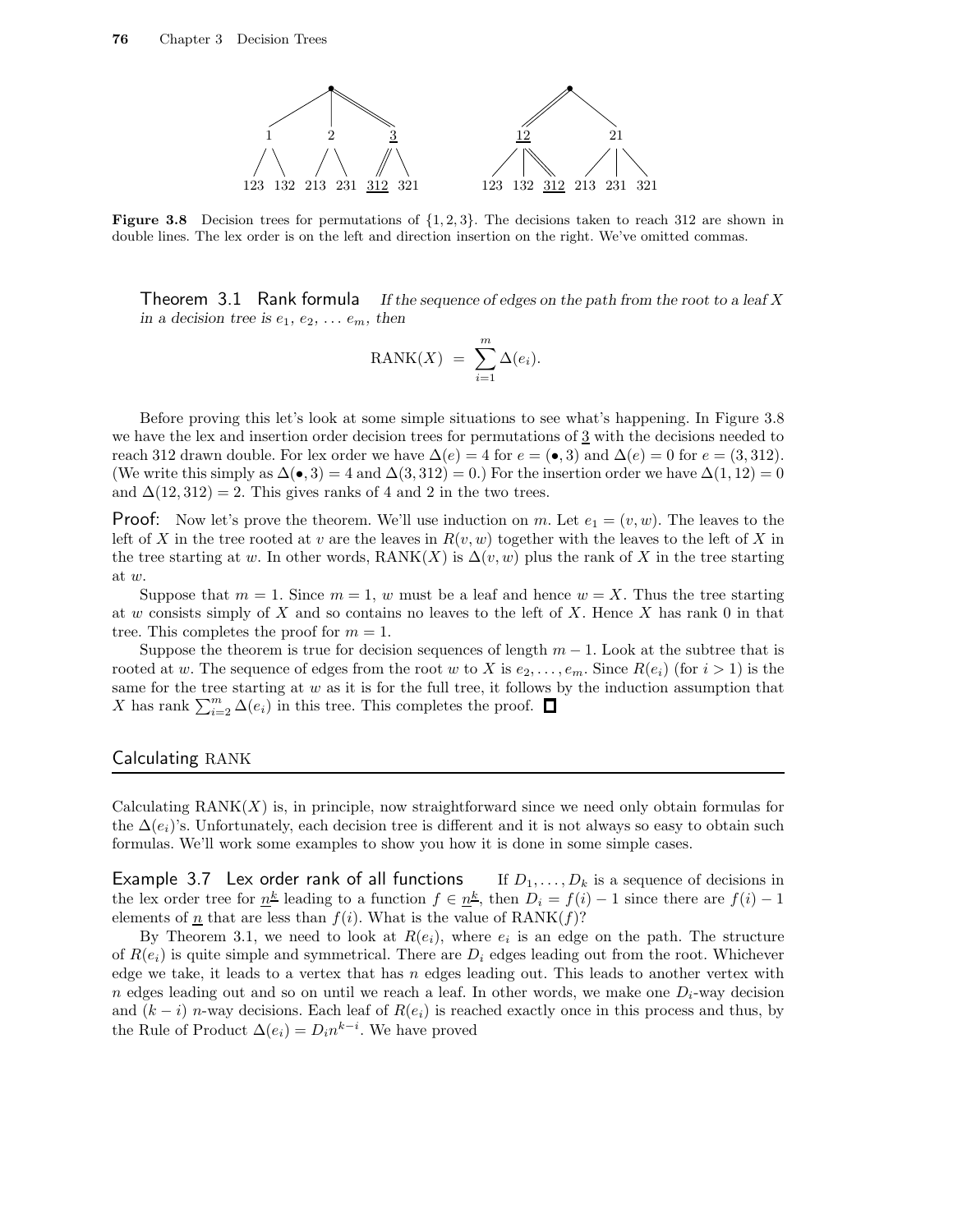Figure 3.8 Decision trees for permutations of $\{1, 2, 3\}$. The decisions taken to reach 312 are shown in double lines. The lex order is on the left and direction insertion on the right. We've omitted commas.

**Theorem 3.1 Rank formula** *If the sequence of edges on the path from the root to a leaf $X$ in a decision tree is $e_1, e_2, \ldots e_m$, then*

$$\text{RANK}(X) = \sum_{i=1}^{m} \Delta(e_i).$$

Before proving this let's look at some simple situations to see what's happening. In Figure 3.8 we have the lex and insertion order decision trees for permutations of $\underline{3}$ with the decisions needed to reach 312 drawn double. For lex order we have $\Delta(e) = 4$ for $e = (\bullet, 3)$ and $\Delta(e) = 0$ for $e = (3, 312)$. (We write this simply as $\Delta(\bullet, 3) = 4$ and $\Delta(3, 312) = 0$.) For the insertion order we have $\Delta(1, 12) = 0$ and $\Delta(12, 312) = 2$. This gives ranks of 4 and 2 in the two trees.

**Proof:** Now let's prove the theorem. We'll use induction on $m$. Let $e_1 = (v, w)$. The leaves to the left of $X$ in the tree rooted at $v$ are the leaves in $R(v, w)$ together with the leaves to the left of $X$ in the tree starting at $w$. In other words, $\text{RANK}(X)$ is $\Delta(v, w)$ plus the rank of $X$ in the tree starting at $w$.

Suppose that $m = 1$. Since $m = 1$, $w$ must be a leaf and hence $w = X$. Thus the tree starting at $w$ consists simply of $X$ and so contains no leaves to the left of $X$. Hence $X$ has rank 0 in that tree. This completes the proof for $m = 1$.

Suppose the theorem is true for decision sequences of length $m - 1$. Look at the subtree that is rooted at $w$. The sequence of edges from the root $w$ to $X$ is $e_2, \ldots, e_m$. Since $R(e_i)$ (for $i > 1$) is the same for the tree starting at $w$ as it is for the full tree, it follows by the induction assumption that $X$ has rank $\sum_{i=2}^{m} \Delta(e_i)$ in this tree. This completes the proof. ☐

## Calculating RANK

Calculating $\text{RANK}(X)$ is, in principle, now straightforward since we need only obtain formulas for the $\Delta(e_i)$'s. Unfortunately, each decision tree is different and it is not always so easy to obtain such formulas. We'll work some examples to show you how it is done in some simple cases.

**Example 3.7 Lex order rank of all functions** If $D_1, \ldots, D_k$ is a sequence of decisions in the lex order tree for $\underline{n}^{\underline{k}}$ leading to a function $f \in \underline{n}^{\underline{k}}$, then $D_i = f(i) - 1$ since there are $f(i) - 1$ elements of $\underline{n}$ that are less than $f(i)$. What is the value of $\text{RANK}(f)$?

By Theorem 3.1, we need to look at $R(e_i)$, where $e_i$ is an edge on the path. The structure of $R(e_i)$ is quite simple and symmetrical. There are $D_i$ edges leading out from the root. Whichever edge we take, it leads to a vertex that has $n$ edges leading out. This leads to another vertex with $n$ edges leading out and so on until we reach a leaf. In other words, we make one $D_i$-way decision and $(k - i)$ $n$-way decisions. Each leaf of $R(e_i)$ is reached exactly once in this process and thus, by the Rule of Product $\Delta(e_i) = D_i n^{k-i}$. We have proved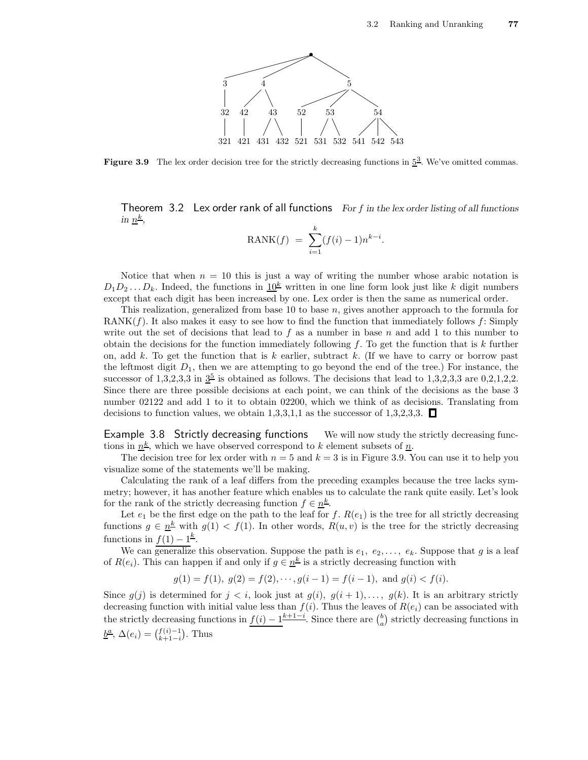Figure 3.9 The lex order decision tree for the strictly decreasing functions in $\underline{5}^{\underline{3}}$. We've omitted commas.

**Theorem 3.2 Lex order rank of all functions** *For $f$ in the lex order listing of all functions in $\underline{n}^{\underline{k}}$,*

$$\text{RANK}(f) \;=\; \sum_{i=1}^{k} (f(i)-1)n^{k-i}.$$

Notice that when $n = 10$ this is just a way of writing the number whose arabic notation is $D_1 D_2 \ldots D_k$. Indeed, the functions in $\underline{10}^{\underline{k}}$ written in one line form look just like $k$ digit numbers except that each digit has been increased by one. Lex order is then the same as numerical order.

This realization, generalized from base 10 to base $n$, gives another approach to the formula for RANK$(f)$. It also makes it easy to see how to find the function that immediately follows $f$: Simply write out the set of decisions that lead to $f$ as a number in base $n$ and add 1 to this number to obtain the decisions for the function immediately following $f$. To get the function that is $k$ further on, add $k$. To get the function that is $k$ earlier, subtract $k$. (If we have to carry or borrow past the leftmost digit $D_1$, then we are attempting to go beyond the end of the tree.) For instance, the successor of 1,3,2,3,3 in $\underline{3}^{\underline{5}}$ is obtained as follows. The decisions that lead to 1,3,2,3,3 are 0,2,1,2,2. Since there are three possible decisions at each point, we can think of the decisions as the base 3 number 02122 and add 1 to it to obtain 02200, which we think of as decisions. Translating from decisions to function values, we obtain 1,3,3,1,1 as the successor of 1,3,2,3,3. □

**Example 3.8 Strictly decreasing functions** We will now study the strictly decreasing functions in $\underline{n}^{\underline{k}}$, which we have observed correspond to $k$ element subsets of $\underline{n}$.

The decision tree for lex order with $n = 5$ and $k = 3$ is in Figure 3.9. You can use it to help you visualize some of the statements we'll be making.

Calculating the rank of a leaf differs from the preceding examples because the tree lacks symmetry; however, it has another feature which enables us to calculate the rank quite easily. Let's look for the rank of the strictly decreasing function $f \in \underline{n}^{\underline{k}}$.

Let $e_1$ be the first edge on the path to the leaf for $f$. $R(e_1)$ is the tree for all strictly decreasing functions $g \in \underline{n}^{\underline{k}}$ with $g(1) < f(1)$. In other words, $R(u, v)$ is the tree for the strictly decreasing functions in $\underline{f(1)-1}^{\underline{k}}$.

We can generalize this observation. Suppose the path is $e_1,\ e_2, \ldots,\ e_k$. Suppose that $g$ is a leaf of $R(e_i)$. This can happen if and only if $g \in \underline{n}^{\underline{k}}$ is a strictly decreasing function with

$$g(1) = f(1),\ g(2) = f(2), \cdots, g(i-1) = f(i-1),\ \text{and}\ g(i) < f(i).$$

Since $g(j)$ is determined for $j < i$, look just at $g(i),\ g(i+1), \ldots,\ g(k)$. It is an arbitrary strictly decreasing function with initial value less than $f(i)$. Thus the leaves of $R(e_i)$ can be associated with the strictly decreasing functions in $\underline{f(i)-1}^{\underline{k+1-i}}$. Since there are $\binom{b}{a}$ strictly decreasing functions in $\underline{b}^{\underline{a}}$, $\Delta(e_i) = \binom{f(i)-1}{k+1-i}$. Thus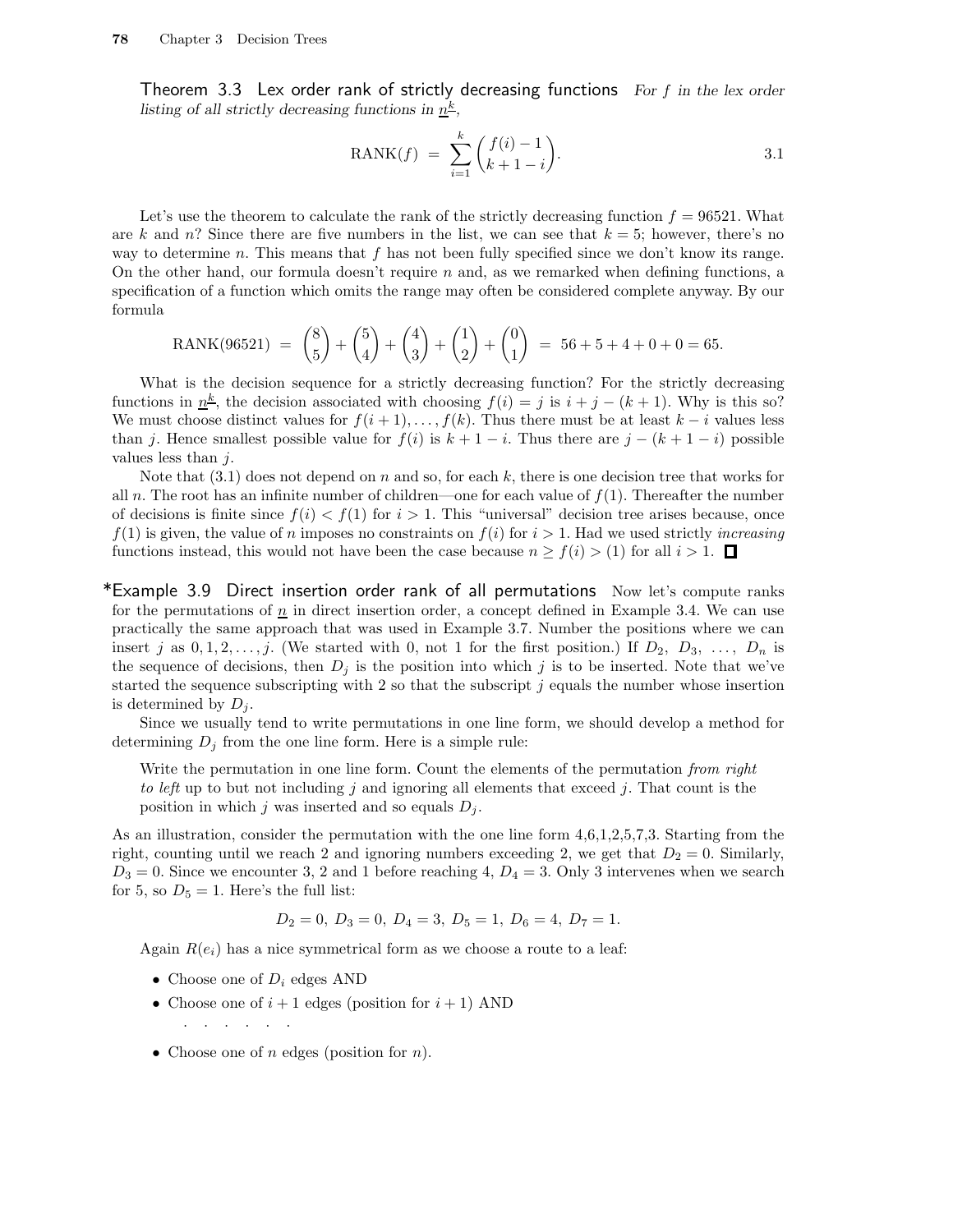**Theorem 3.3 Lex order rank of strictly decreasing functions** *For $f$ in the lex order listing of all strictly decreasing functions in $\underline{n}^{\underline{k}}$,*

$$\text{RANK}(f) = \sum_{i=1}^{k} \binom{f(i)-1}{k+1-i}. \qquad 3.1$$

Let's use the theorem to calculate the rank of the strictly decreasing function $f = 96521$. What are $k$ and $n$? Since there are five numbers in the list, we can see that $k = 5$; however, there's no way to determine $n$. This means that $f$ has not been fully specified since we don't know its range. On the other hand, our formula doesn't require $n$ and, as we remarked when defining functions, a specification of a function which omits the range may often be considered complete anyway. By our formula

$$\text{RANK}(96521) = \binom{8}{5} + \binom{5}{4} + \binom{4}{3} + \binom{1}{2} + \binom{0}{1} = 56 + 5 + 4 + 0 + 0 = 65.$$

What is the decision sequence for a strictly decreasing function? For the strictly decreasing functions in $\underline{n}^{\underline{k}}$, the decision associated with choosing $f(i) = j$ is $i + j - (k+1)$. Why is this so? We must choose distinct values for $f(i+1), \ldots, f(k)$. Thus there must be at least $k - i$ values less than $j$. Hence smallest possible value for $f(i)$ is $k + 1 - i$. Thus there are $j - (k+1-i)$ possible values less than $j$.

Note that (3.1) does not depend on $n$ and so, for each $k$, there is one decision tree that works for all $n$. The root has an infinite number of children—one for each value of $f(1)$. Thereafter the number of decisions is finite since $f(i) < f(1)$ for $i > 1$. This "universal" decision tree arises because, once $f(1)$ is given, the value of $n$ imposes no constraints on $f(i)$ for $i > 1$. Had we used strictly *increasing* functions instead, this would not have been the case because $n \geq f(i) > (1)$ for all $i > 1$. □

***Example 3.9 Direct insertion order rank of all permutations** Now let's compute ranks for the permutations of $\underline{n}$ in direct insertion order, a concept defined in Example 3.4. We can use practically the same approach that was used in Example 3.7. Number the positions where we can insert $j$ as $0, 1, 2, \ldots, j$. (We started with 0, not 1 for the first position.) If $D_2, D_3, \ldots, D_n$ is the sequence of decisions, then $D_j$ is the position into which $j$ is to be inserted. Note that we've started the sequence subscripting with 2 so that the subscript $j$ equals the number whose insertion is determined by $D_j$.

Since we usually tend to write permutations in one line form, we should develop a method for determining $D_j$ from the one line form. Here is a simple rule:

> Write the permutation in one line form. Count the elements of the permutation *from right to left* up to but not including $j$ and ignoring all elements that exceed $j$. That count is the position in which $j$ was inserted and so equals $D_j$.

As an illustration, consider the permutation with the one line form 4,6,1,2,5,7,3. Starting from the right, counting until we reach 2 and ignoring numbers exceeding 2, we get that $D_2 = 0$. Similarly, $D_3 = 0$. Since we encounter 3, 2 and 1 before reaching 4, $D_4 = 3$. Only 3 intervenes when we search for 5, so $D_5 = 1$. Here's the full list:

$$D_2 = 0,\ D_3 = 0,\ D_4 = 3,\ D_5 = 1,\ D_6 = 4,\ D_7 = 1.$$

Again $R(e_i)$ has a nice symmetrical form as we choose a route to a leaf:

- Choose one of $D_i$ edges AND
- Choose one of $i+1$ edges (position for $i+1$) AND

  . . . . . . .

- Choose one of $n$ edges (position for $n$).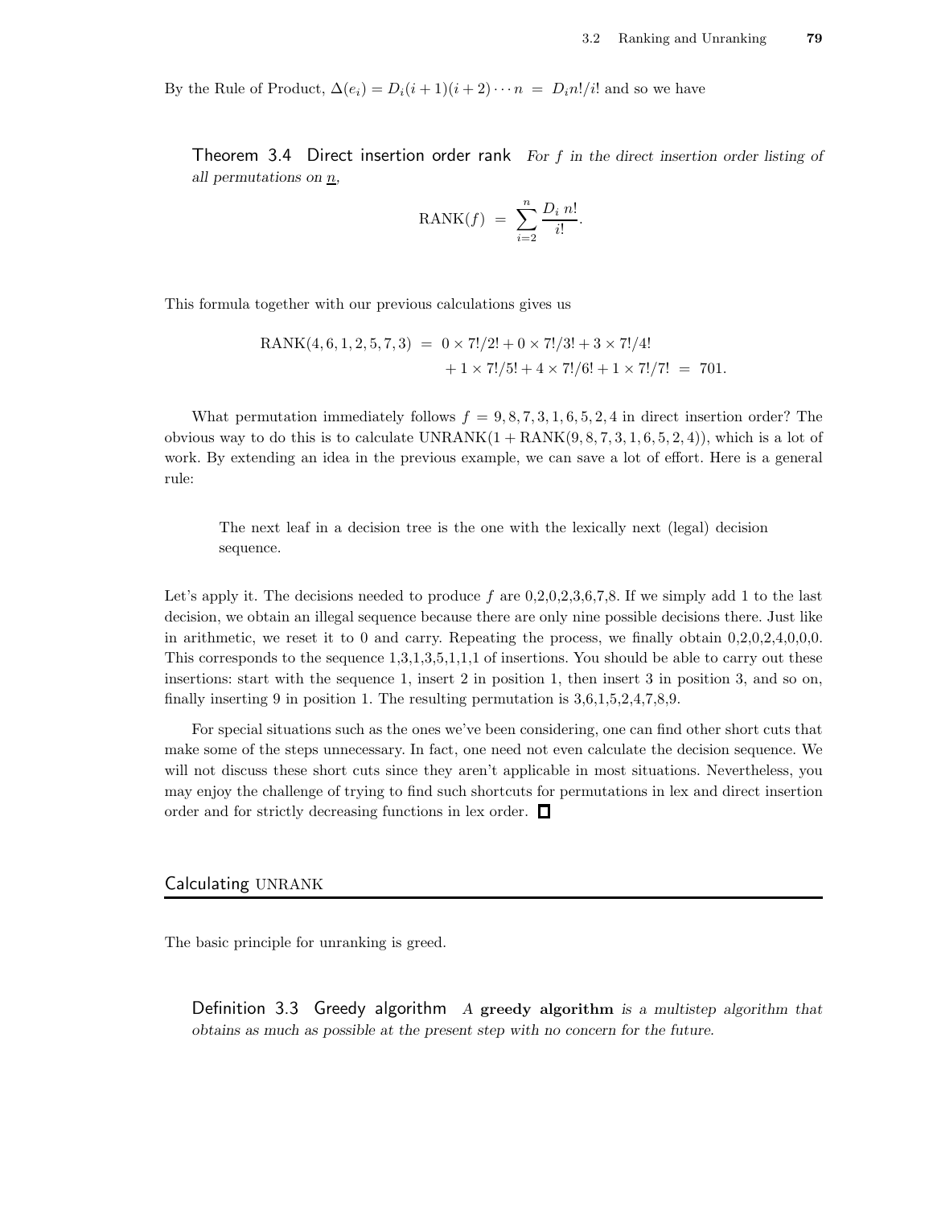By the Rule of Product, $\Delta(e_i) = D_i(i+1)(i+2)\cdots n \;=\; D_i n!/i!$ and so we have

**Theorem 3.4 Direct insertion order rank** *For $f$ in the direct insertion order listing of all permutations on $\underline{n}$,*

$$\mathrm{RANK}(f) \;=\; \sum_{i=2}^{n} \frac{D_i\, n!}{i!}.$$

This formula together with our previous calculations gives us

$$\begin{aligned}\mathrm{RANK}(4,6,1,2,5,7,3) \;=\; & 0\times 7!/2! + 0\times 7!/3! + 3\times 7!/4! \\ & + 1\times 7!/5! + 4\times 7!/6! + 1\times 7!/7! \;=\; 701.\end{aligned}$$

What permutation immediately follows $f = 9,8,7,3,1,6,5,2,4$ in direct insertion order? The obvious way to do this is to calculate $\mathrm{UNRANK}(1+\mathrm{RANK}(9,8,7,3,1,6,5,2,4))$, which is a lot of work. By extending an idea in the previous example, we can save a lot of effort. Here is a general rule:

> The next leaf in a decision tree is the one with the lexically next (legal) decision sequence.

Let's apply it. The decisions needed to produce $f$ are 0,2,0,2,3,6,7,8. If we simply add 1 to the last decision, we obtain an illegal sequence because there are only nine possible decisions there. Just like in arithmetic, we reset it to 0 and carry. Repeating the process, we finally obtain 0,2,0,2,4,0,0,0. This corresponds to the sequence 1,3,1,3,5,1,1,1 of insertions. You should be able to carry out these insertions: start with the sequence 1, insert 2 in position 1, then insert 3 in position 3, and so on, finally inserting 9 in position 1. The resulting permutation is 3,6,1,5,2,4,7,8,9.

For special situations such as the ones we've been considering, one can find other short cuts that make some of the steps unnecessary. In fact, one need not even calculate the decision sequence. We will not discuss these short cuts since they aren't applicable in most situations. Nevertheless, you may enjoy the challenge of trying to find such shortcuts for permutations in lex and direct insertion order and for strictly decreasing functions in lex order. □

## Calculating UNRANK

The basic principle for unranking is greed.

**Definition 3.3 Greedy algorithm** *A* **greedy algorithm** *is a multistep algorithm that obtains as much as possible at the present step with no concern for the future.*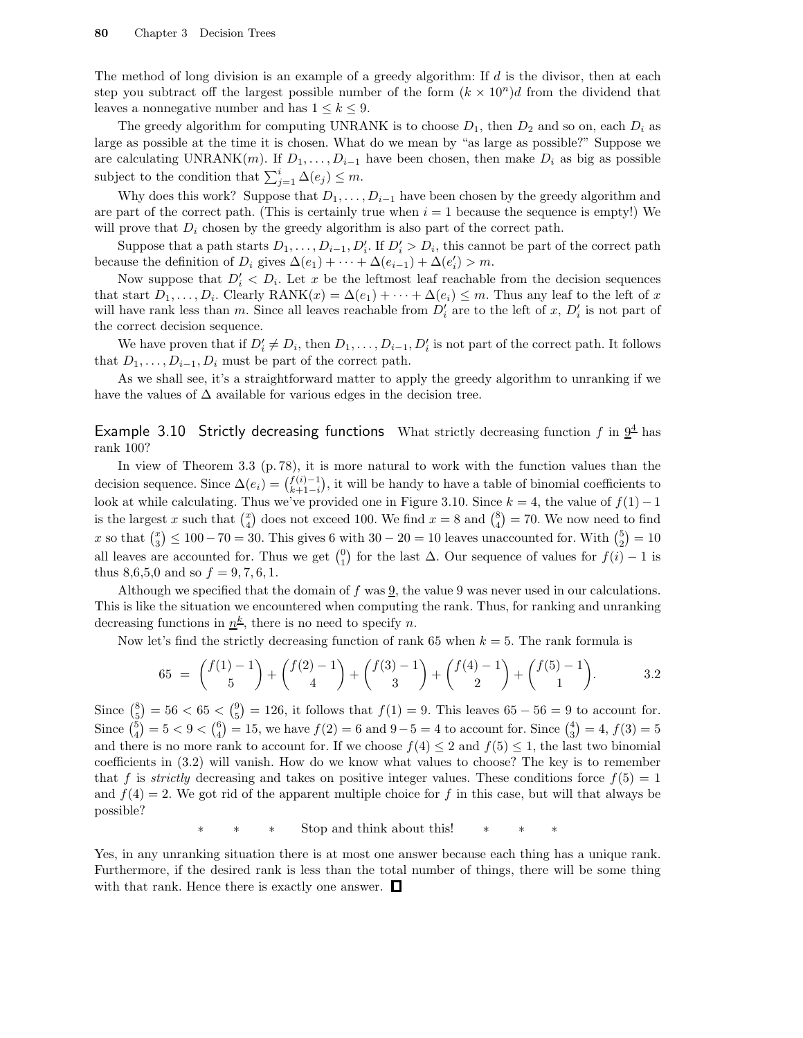The method of long division is an example of a greedy algorithm: If $d$ is the divisor, then at each step you subtract off the largest possible number of the form $(k \times 10^n)d$ from the dividend that leaves a nonnegative number and has $1 \le k \le 9$.

The greedy algorithm for computing UNRANK is to choose $D_1$, then $D_2$ and so on, each $D_i$ as large as possible at the time it is chosen. What do we mean by "as large as possible?" Suppose we are calculating UNRANK($m$). If $D_1, \ldots, D_{i-1}$ have been chosen, then make $D_i$ as big as possible subject to the condition that $\sum_{j=1}^{i} \Delta(e_j) \le m$.

Why does this work? Suppose that $D_1, \ldots, D_{i-1}$ have been chosen by the greedy algorithm and are part of the correct path. (This is certainly true when $i = 1$ because the sequence is empty!) We will prove that $D_i$ chosen by the greedy algorithm is also part of the correct path.

Suppose that a path starts $D_1, \ldots, D_{i-1}, D'_i$. If $D'_i > D_i$, this cannot be part of the correct path because the definition of $D_i$ gives $\Delta(e_1) + \cdots + \Delta(e_{i-1}) + \Delta(e'_i) > m$.

Now suppose that $D'_i < D_i$. Let $x$ be the leftmost leaf reachable from the decision sequences that start $D_1, \ldots, D_i$. Clearly RANK$(x) = \Delta(e_1) + \cdots + \Delta(e_i) \le m$. Thus any leaf to the left of $x$ will have rank less than $m$. Since all leaves reachable from $D'_i$ are to the left of $x$, $D'_i$ is not part of the correct decision sequence.

We have proven that if $D'_i \ne D_i$, then $D_1, \ldots, D_{i-1}, D'_i$ is not part of the correct path. It follows that $D_1, \ldots, D_{i-1}, D_i$ must be part of the correct path.

As we shall see, it's a straightforward matter to apply the greedy algorithm to unranking if we have the values of $\Delta$ available for various edges in the decision tree.

**Example 3.10 Strictly decreasing functions** What strictly decreasing function $f$ in $\underline{9}^{\underline{4}}$ has rank 100?

In view of Theorem 3.3 (p. 78), it is more natural to work with the function values than the decision sequence. Since $\Delta(e_i) = \binom{f(i)-1}{k+1-i}$, it will be handy to have a table of binomial coefficients to look at while calculating. Thus we've provided one in Figure 3.10. Since $k = 4$, the value of $f(1) - 1$ is the largest $x$ such that $\binom{x}{4}$ does not exceed 100. We find $x = 8$ and $\binom{8}{4} = 70$. We now need to find $x$ so that $\binom{x}{3} \le 100 - 70 = 30$. This gives 6 with $30 - 20 = 10$ leaves unaccounted for. With $\binom{5}{2} = 10$ all leaves are accounted for. Thus we get $\binom{0}{1}$ for the last $\Delta$. Our sequence of values for $f(i) - 1$ is thus 8,6,5,0 and so $f = 9, 7, 6, 1$.

Although we specified that the domain of $f$ was $\underline{9}$, the value 9 was never used in our calculations. This is like the situation we encountered when computing the rank. Thus, for ranking and unranking decreasing functions in $\underline{n}^{\underline{k}}$, there is no need to specify $n$.

Now let's find the strictly decreasing function of rank 65 when $k = 5$. The rank formula is

$$65 \;=\; \binom{f(1)-1}{5} + \binom{f(2)-1}{4} + \binom{f(3)-1}{3} + \binom{f(4)-1}{2} + \binom{f(5)-1}{1}. \qquad 3.2$$

Since $\binom{8}{5} = 56 < 65 < \binom{9}{5} = 126$, it follows that $f(1) = 9$. This leaves $65 - 56 = 9$ to account for. Since $\binom{5}{4} = 5 < 9 < \binom{6}{4} = 15$, we have $f(2) = 6$ and $9 - 5 = 4$ to account for. Since $\binom{4}{3} = 4$, $f(3) = 5$ and there is no more rank to account for. If we choose $f(4) \le 2$ and $f(5) \le 1$, the last two binomial coefficients in (3.2) will vanish. How do we know what values to choose? The key is to remember that $f$ is *strictly* decreasing and takes on positive integer values. These conditions force $f(5) = 1$ and $f(4) = 2$. We got rid of the apparent multiple choice for $f$ in this case, but will that always be possible?

\* \* \* Stop and think about this! \* \* \*

Yes, in any unranking situation there is at most one answer because each thing has a unique rank. Furthermore, if the desired rank is less than the total number of things, there will be some thing with that rank. Hence there is exactly one answer. □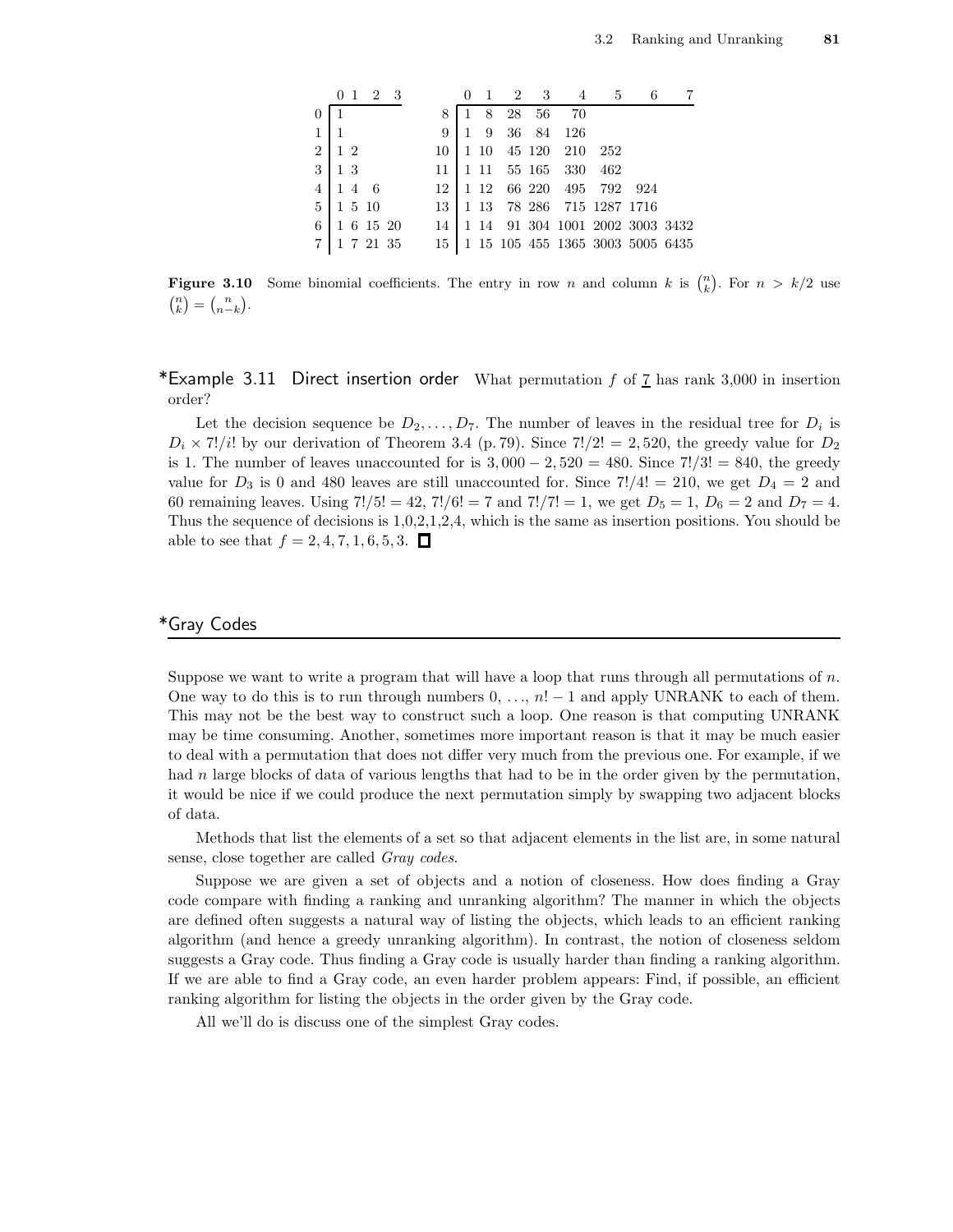| | 0 | 1 | 2 | 3 | | | 0 | 1 | 2 | 3 | 4 | 5 | 6 | 7 |
|---|---|---|---|---|---|---|---|---|---|---|---|---|---|---|
| 0 | 1 | | | | | 8 | 1 | 8 | 28 | 56 | 70 | | | |
| 1 | 1 | | | | | 9 | 1 | 9 | 36 | 84 | 126 | | | |
| 2 | 1 | 2 | | | | 10 | 1 | 10 | 45 | 120 | 210 | 252 | | |
| 3 | 1 | 3 | | | | 11 | 1 | 11 | 55 | 165 | 330 | 462 | | |
| 4 | 1 | 4 | 6 | | | 12 | 1 | 12 | 66 | 220 | 495 | 792 | 924 | |
| 5 | 1 | 5 | 10 | | | 13 | 1 | 13 | 78 | 286 | 715 | 1287 | 1716 | |
| 6 | 1 | 6 | 15 | 20 | | 14 | 1 | 14 | 91 | 304 | 1001 | 2002 | 3003 | 3432 |
| 7 | 1 | 7 | 21 | 35 | | 15 | 1 | 15 | 105 | 455 | 1365 | 3003 | 5005 | 6435 |

**Figure 3.10** Some binomial coefficients. The entry in row $n$ and column $k$ is $\binom{n}{k}$. For $n > k/2$ use $\binom{n}{k} = \binom{n}{n-k}$.

**\*Example 3.11 Direct insertion order** What permutation $f$ of $\underline{7}$ has rank 3,000 in insertion order?

Let the decision sequence be $D_2, \ldots, D_7$. The number of leaves in the residual tree for $D_i$ is $D_i \times 7!/i!$ by our derivation of Theorem 3.4 (p. 79). Since $7!/2! = 2,520$, the greedy value for $D_2$ is 1. The number of leaves unaccounted for is $3,000 - 2,520 = 480$. Since $7!/3! = 840$, the greedy value for $D_3$ is 0 and 480 leaves are still unaccounted for. Since $7!/4! = 210$, we get $D_4 = 2$ and 60 remaining leaves. Using $7!/5! = 42$, $7!/6! = 7$ and $7!/7! = 1$, we get $D_5 = 1$, $D_6 = 2$ and $D_7 = 4$. Thus the sequence of decisions is 1,0,2,1,2,4, which is the same as insertion positions. You should be able to see that $f = 2, 4, 7, 1, 6, 5, 3$. □

## *Gray Codes

Suppose we want to write a program that will have a loop that runs through all permutations of $n$. One way to do this is to run through numbers $0, \ldots, n! - 1$ and apply UNRANK to each of them. This may not be the best way to construct such a loop. One reason is that computing UNRANK may be time consuming. Another, sometimes more important reason is that it may be much easier to deal with a permutation that does not differ very much from the previous one. For example, if we had $n$ large blocks of data of various lengths that had to be in the order given by the permutation, it would be nice if we could produce the next permutation simply by swapping two adjacent blocks of data.

Methods that list the elements of a set so that adjacent elements in the list are, in some natural sense, close together are called *Gray codes*.

Suppose we are given a set of objects and a notion of closeness. How does finding a Gray code compare with finding a ranking and unranking algorithm? The manner in which the objects are defined often suggests a natural way of listing the objects, which leads to an efficient ranking algorithm (and hence a greedy unranking algorithm). In contrast, the notion of closeness seldom suggests a Gray code. Thus finding a Gray code is usually harder than finding a ranking algorithm. If we are able to find a Gray code, an even harder problem appears: Find, if possible, an efficient ranking algorithm for listing the objects in the order given by the Gray code.

All we'll do is discuss one of the simplest Gray codes.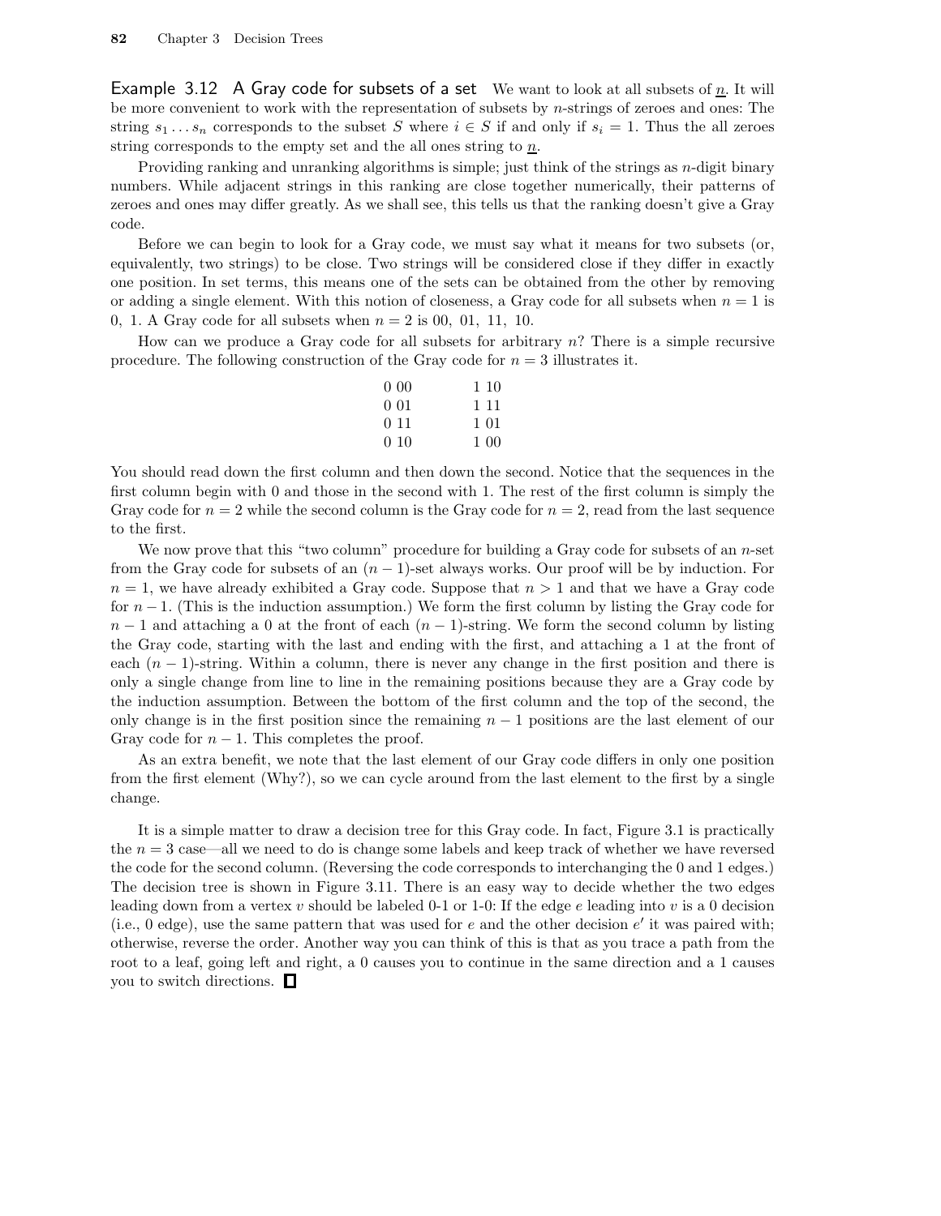**Example 3.12 A Gray code for subsets of a set** We want to look at all subsets of $\underline{n}$. It will be more convenient to work with the representation of subsets by $n$-strings of zeroes and ones: The string $s_1 \ldots s_n$ corresponds to the subset $S$ where $i \in S$ if and only if $s_i = 1$. Thus the all zeroes string corresponds to the empty set and the all ones string to $\underline{n}$.

Providing ranking and unranking algorithms is simple; just think of the strings as $n$-digit binary numbers. While adjacent strings in this ranking are close together numerically, their patterns of zeroes and ones may differ greatly. As we shall see, this tells us that the ranking doesn't give a Gray code.

Before we can begin to look for a Gray code, we must say what it means for two subsets (or, equivalently, two strings) to be close. Two strings will be considered close if they differ in exactly one position. In set terms, this means one of the sets can be obtained from the other by removing or adding a single element. With this notion of closeness, a Gray code for all subsets when $n = 1$ is 0, 1. A Gray code for all subsets when $n = 2$ is 00, 01, 11, 10.

How can we produce a Gray code for all subsets for arbitrary $n$? There is a simple recursive procedure. The following construction of the Gray code for $n = 3$ illustrates it.

```
0 00        1 10
0 01        1 11
0 11        1 01
0 10        1 00
```

You should read down the first column and then down the second. Notice that the sequences in the first column begin with 0 and those in the second with 1. The rest of the first column is simply the Gray code for $n = 2$ while the second column is the Gray code for $n = 2$, read from the last sequence to the first.

We now prove that this "two column" procedure for building a Gray code for subsets of an $n$-set from the Gray code for subsets of an $(n-1)$-set always works. Our proof will be by induction. For $n = 1$, we have already exhibited a Gray code. Suppose that $n > 1$ and that we have a Gray code for $n - 1$. (This is the induction assumption.) We form the first column by listing the Gray code for $n - 1$ and attaching a 0 at the front of each $(n-1)$-string. We form the second column by listing the Gray code, starting with the last and ending with the first, and attaching a 1 at the front of each $(n-1)$-string. Within a column, there is never any change in the first position and there is only a single change from line to line in the remaining positions because they are a Gray code by the induction assumption. Between the bottom of the first column and the top of the second, the only change is in the first position since the remaining $n - 1$ positions are the last element of our Gray code for $n - 1$. This completes the proof.

As an extra benefit, we note that the last element of our Gray code differs in only one position from the first element (Why?), so we can cycle around from the last element to the first by a single change.

It is a simple matter to draw a decision tree for this Gray code. In fact, Figure 3.1 is practically the $n = 3$ case—all we need to do is change some labels and keep track of whether we have reversed the code for the second column. (Reversing the code corresponds to interchanging the 0 and 1 edges.) The decision tree is shown in Figure 3.11. There is an easy way to decide whether the two edges leading down from a vertex $v$ should be labeled 0-1 or 1-0: If the edge $e$ leading into $v$ is a 0 decision (i.e., 0 edge), use the same pattern that was used for $e$ and the other decision $e'$ it was paired with; otherwise, reverse the order. Another way you can think of this is that as you trace a path from the root to a leaf, going left and right, a 0 causes you to continue in the same direction and a 1 causes you to switch directions. □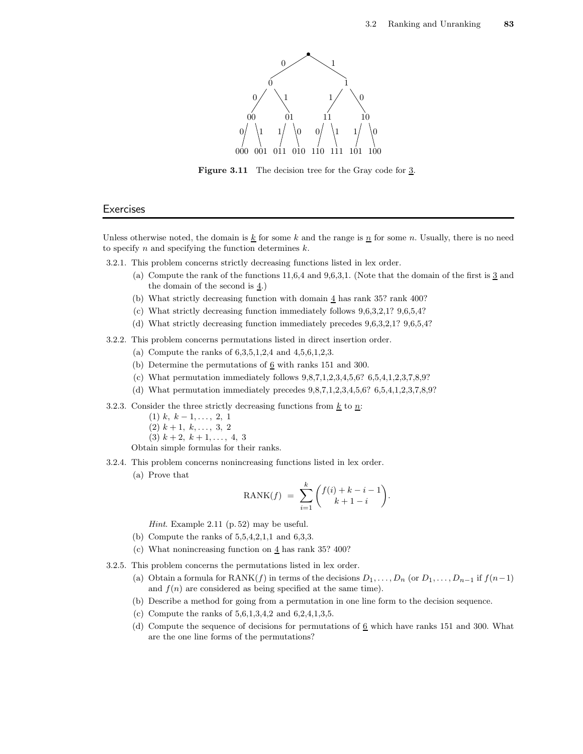Figure 3.11 The decision tree for the Gray code for $\underline{3}$.

## Exercises

Unless otherwise noted, the domain is $\underline{k}$ for some $k$ and the range is $\underline{n}$ for some $n$. Usually, there is no need to specify $n$ and specifying the function determines $k$.

3.2.1. This problem concerns strictly decreasing functions listed in lex order.

   (a) Compute the rank of the functions 11,6,4 and 9,6,3,1. (Note that the domain of the first is $\underline{3}$ and the domain of the second is $\underline{4}$.)

   (b) What strictly decreasing function with domain $\underline{4}$ has rank 35? rank 400?

   (c) What strictly decreasing function immediately follows 9,6,3,2,1? 9,6,5,4?

   (d) What strictly decreasing function immediately precedes 9,6,3,2,1? 9,6,5,4?

3.2.2. This problem concerns permutations listed in direct insertion order.

   (a) Compute the ranks of 6,3,5,1,2,4 and 4,5,6,1,2,3.

   (b) Determine the permutations of $\underline{6}$ with ranks 151 and 300.

   (c) What permutation immediately follows 9,8,7,1,2,3,4,5,6? 6,5,4,1,2,3,7,8,9?

   (d) What permutation immediately precedes 9,8,7,1,2,3,4,5,6? 6,5,4,1,2,3,7,8,9?

3.2.3. Consider the three strictly decreasing functions from $\underline{k}$ to $\underline{n}$:

   (1) $k,\ k-1, \ldots,\ 2,\ 1$

   (2) $k+1,\ k, \ldots,\ 3,\ 2$

   (3) $k+2,\ k+1, \ldots,\ 4,\ 3$

   Obtain simple formulas for their ranks.

3.2.4. This problem concerns nonincreasing functions listed in lex order.

   (a) Prove that

$$\text{RANK}(f) \;=\; \sum_{i=1}^{k} \binom{f(i)+k-i-1}{k+1-i}.$$

   *Hint.* Example 2.11 (p. 52) may be useful.

   (b) Compute the ranks of 5,5,4,2,1,1 and 6,3,3.

   (c) What nonincreasing function on $\underline{4}$ has rank 35? 400?

3.2.5. This problem concerns the permutations listed in lex order.

   (a) Obtain a formula for $\text{RANK}(f)$ in terms of the decisions $D_1, \ldots, D_n$ (or $D_1, \ldots, D_{n-1}$ if $f(n-1)$ and $f(n)$ are considered as being specified at the same time).

   (b) Describe a method for going from a permutation in one line form to the decision sequence.

   (c) Compute the ranks of 5,6,1,3,4,2 and 6,2,4,1,3,5.

   (d) Compute the sequence of decisions for permutations of $\underline{6}$ which have ranks 151 and 300. What are the one line forms of the permutations?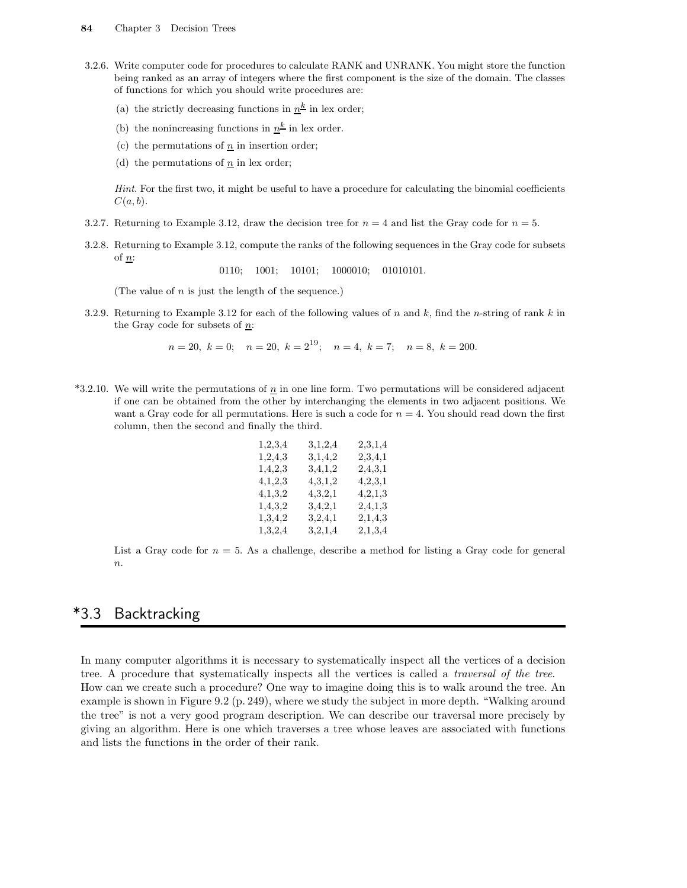3.2.6. Write computer code for procedures to calculate RANK and UNRANK. You might store the function being ranked as an array of integers where the first component is the size of the domain. The classes of functions for which you should write procedures are:

(a) the strictly decreasing functions in $\underline{n}^{\underline{k}}$ in lex order;

(b) the nonincreasing functions in $\underline{n}^{\underline{k}}$ in lex order.

(c) the permutations of $\underline{n}$ in insertion order;

(d) the permutations of $\underline{n}$ in lex order;

*Hint.* For the first two, it might be useful to have a procedure for calculating the binomial coefficients $C(a, b)$.

3.2.7. Returning to Example 3.12, draw the decision tree for $n = 4$ and list the Gray code for $n = 5$.

3.2.8. Returning to Example 3.12, compute the ranks of the following sequences in the Gray code for subsets of $\underline{n}$:

0110; 1001; 10101; 1000010; 01010101.

(The value of $n$ is just the length of the sequence.)

3.2.9. Returning to Example 3.12 for each of the following values of $n$ and $k$, find the $n$-string of rank $k$ in the Gray code for subsets of $\underline{n}$:

$$n = 20,\ k = 0; \quad n = 20,\ k = 2^{19}; \quad n = 4,\ k = 7; \quad n = 8,\ k = 200.$$

*3.2.10. We will write the permutations of $\underline{n}$ in one line form. Two permutations will be considered adjacent if one can be obtained from the other by interchanging the elements in two adjacent positions. We want a Gray code for all permutations. Here is such a code for $n = 4$. You should read down the first column, then the second and finally the third.

| | | |
|---|---|---|
| 1,2,3,4 | 3,1,2,4 | 2,3,1,4 |
| 1,2,4,3 | 3,1,4,2 | 2,3,4,1 |
| 1,4,2,3 | 3,4,1,2 | 2,4,3,1 |
| 4,1,2,3 | 4,3,1,2 | 4,2,3,1 |
| 4,1,3,2 | 4,3,2,1 | 4,2,1,3 |
| 1,4,3,2 | 3,4,2,1 | 2,4,1,3 |
| 1,3,4,2 | 3,2,4,1 | 2,1,4,3 |
| 1,3,2,4 | 3,2,1,4 | 2,1,3,4 |

List a Gray code for $n = 5$. As a challenge, describe a method for listing a Gray code for general $n$.

## *3.3 Backtracking

In many computer algorithms it is necessary to systematically inspect all the vertices of a decision tree. A procedure that systematically inspects all the vertices is called a *traversal of the tree.* How can we create such a procedure? One way to imagine doing this is to walk around the tree. An example is shown in Figure 9.2 (p. 249), where we study the subject in more depth. "Walking around the tree" is not a very good program description. We can describe our traversal more precisely by giving an algorithm. Here is one which traverses a tree whose leaves are associated with functions and lists the functions in the order of their rank.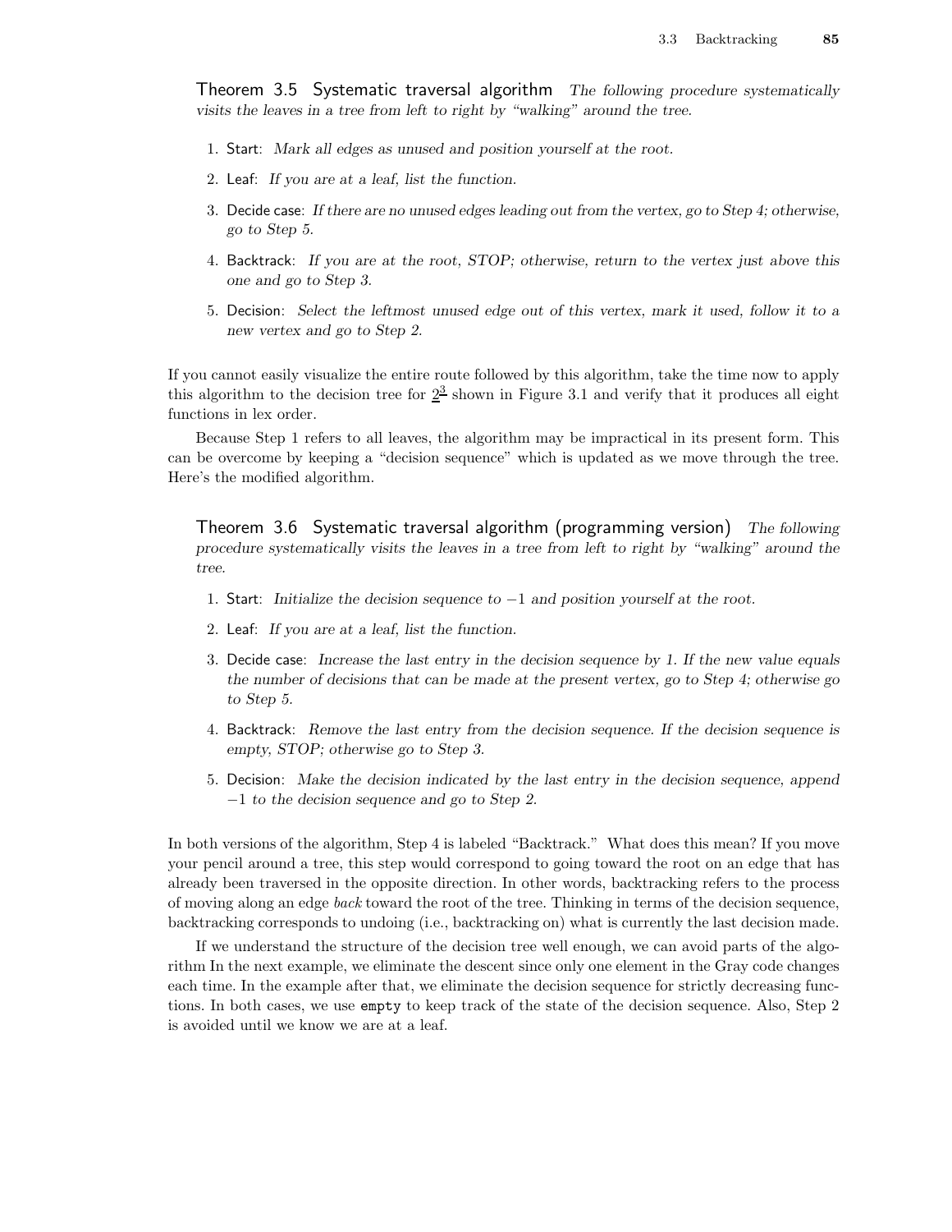**Theorem 3.5 Systematic traversal algorithm** *The following procedure systematically visits the leaves in a tree from left to right by "walking" around the tree.*

1. Start: *Mark all edges as unused and position yourself at the root.*
2. Leaf: *If you are at a leaf, list the function.*
3. Decide case: *If there are no unused edges leading out from the vertex, go to Step 4; otherwise, go to Step 5.*
4. Backtrack: *If you are at the root, STOP; otherwise, return to the vertex just above this one and go to Step 3.*
5. Decision: *Select the leftmost unused edge out of this vertex, mark it used, follow it to a new vertex and go to Step 2.*

If you cannot easily visualize the entire route followed by this algorithm, take the time now to apply this algorithm to the decision tree for $\underline{2}^{\underline{3}}$ shown in Figure 3.1 and verify that it produces all eight functions in lex order.

Because Step 1 refers to all leaves, the algorithm may be impractical in its present form. This can be overcome by keeping a "decision sequence" which is updated as we move through the tree. Here's the modified algorithm.

**Theorem 3.6 Systematic traversal algorithm (programming version)** *The following procedure systematically visits the leaves in a tree from left to right by "walking" around the tree.*

1. Start: *Initialize the decision sequence to $-1$ and position yourself at the root.*
2. Leaf: *If you are at a leaf, list the function.*
3. Decide case: *Increase the last entry in the decision sequence by 1. If the new value equals the number of decisions that can be made at the present vertex, go to Step 4; otherwise go to Step 5.*
4. Backtrack: *Remove the last entry from the decision sequence. If the decision sequence is empty, STOP; otherwise go to Step 3.*
5. Decision: *Make the decision indicated by the last entry in the decision sequence, append $-1$ to the decision sequence and go to Step 2.*

In both versions of the algorithm, Step 4 is labeled "Backtrack." What does this mean? If you move your pencil around a tree, this step would correspond to going toward the root on an edge that has already been traversed in the opposite direction. In other words, backtracking refers to the process of moving along an edge *back* toward the root of the tree. Thinking in terms of the decision sequence, backtracking corresponds to undoing (i.e., backtracking on) what is currently the last decision made.

If we understand the structure of the decision tree well enough, we can avoid parts of the algorithm In the next example, we eliminate the descent since only one element in the Gray code changes each time. In the example after that, we eliminate the decision sequence for strictly decreasing functions. In both cases, we use `empty` to keep track of the state of the decision sequence. Also, Step 2 is avoided until we know we are at a leaf.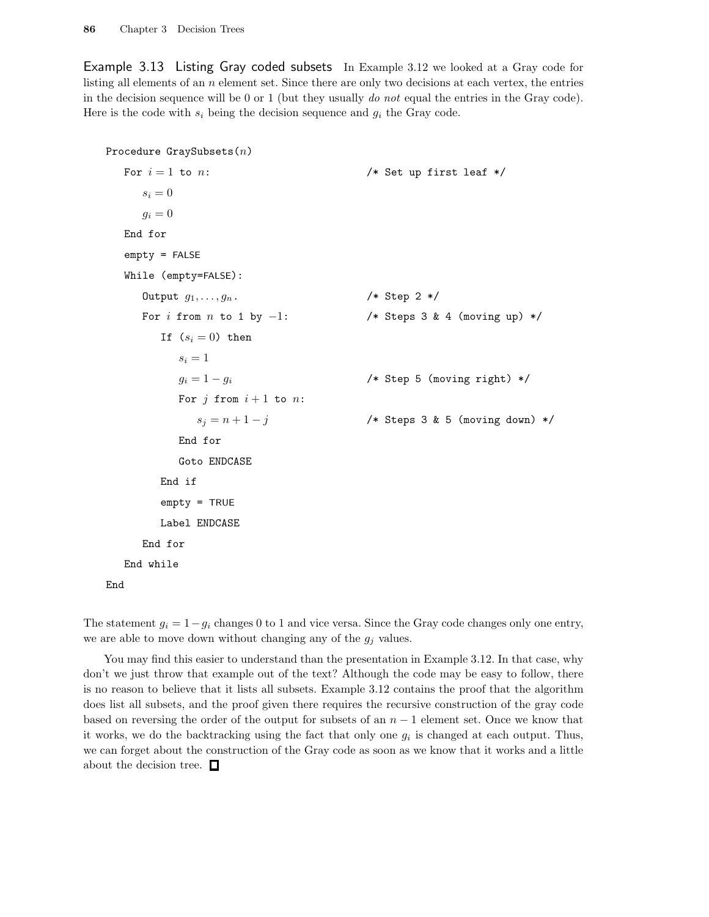**Example 3.13 Listing Gray coded subsets** In Example 3.12 we looked at a Gray code for listing all elements of an $n$ element set. Since there are only two decisions at each vertex, the entries in the decision sequence will be 0 or 1 (but they usually *do not* equal the entries in the Gray code). Here is the code with $s_i$ being the decision sequence and $g_i$ the Gray code.

```
Procedure GraySubsets(n)
   For i = 1 to n:                        /* Set up first leaf */
      s_i = 0
      g_i = 0
   End for
   empty = FALSE
   While (empty=FALSE):
      Output g_1, ..., g_n.               /* Step 2 */
      For i from n to 1 by -1:            /* Steps 3 & 4 (moving up) */
         If (s_i = 0) then
            s_i = 1
            g_i = 1 - g_i                 /* Step 5 (moving right) */
            For j from i+1 to n:
               s_j = n + 1 - j            /* Steps 3 & 5 (moving down) */
            End for
            Goto ENDCASE
         End if
         empty = TRUE
         Label ENDCASE
      End for
   End while
End
```

The statement $g_i = 1 - g_i$ changes 0 to 1 and vice versa. Since the Gray code changes only one entry, we are able to move down without changing any of the $g_j$ values.

You may find this easier to understand than the presentation in Example 3.12. In that case, why don't we just throw that example out of the text? Although the code may be easy to follow, there is no reason to believe that it lists all subsets. Example 3.12 contains the proof that the algorithm does list all subsets, and the proof given there requires the recursive construction of the gray code based on reversing the order of the output for subsets of an $n-1$ element set. Once we know that it works, we do the backtracking using the fact that only one $g_i$ is changed at each output. Thus, we can forget about the construction of the Gray code as soon as we know that it works and a little about the decision tree. □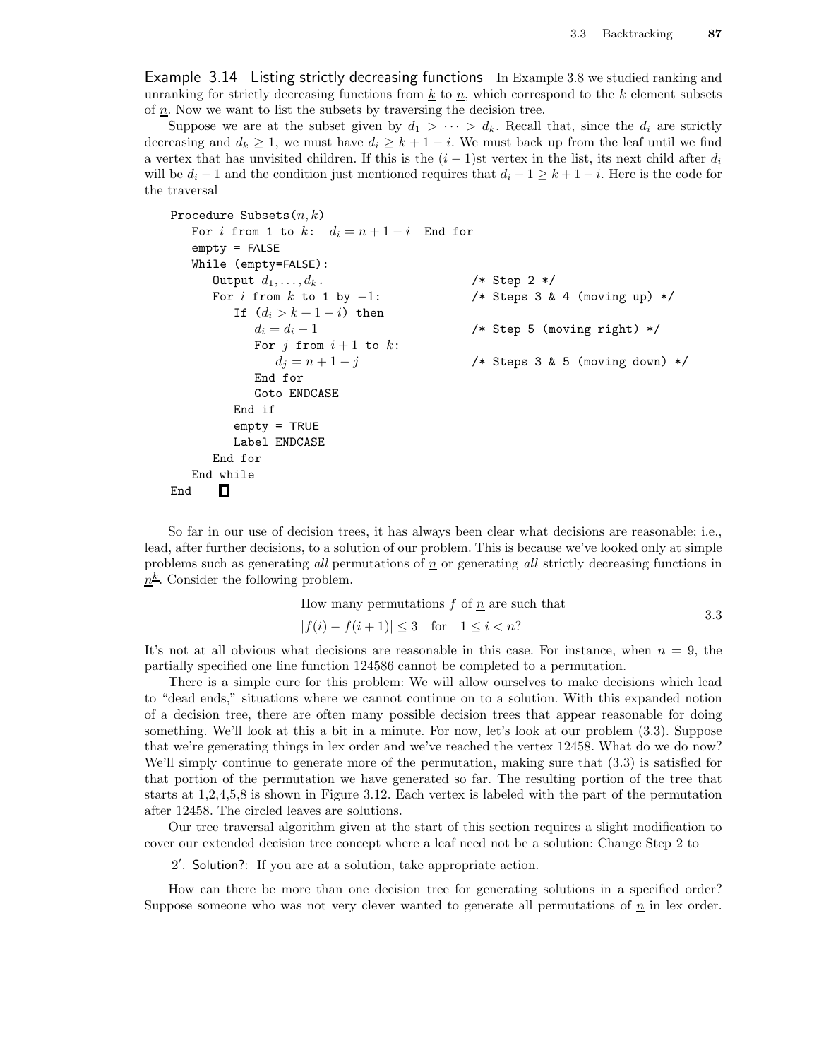**Example 3.14 Listing strictly decreasing functions** In Example 3.8 we studied ranking and unranking for strictly decreasing functions from $\underline{k}$ to $\underline{n}$, which correspond to the $k$ element subsets of $\underline{n}$. Now we want to list the subsets by traversing the decision tree.

Suppose we are at the subset given by $d_1 > \cdots > d_k$. Recall that, since the $d_i$ are strictly decreasing and $d_k \geq 1$, we must have $d_i \geq k+1-i$. We must back up from the leaf until we find a vertex that has unvisited children. If this is the $(i-1)$st vertex in the list, its next child after $d_i$ will be $d_i - 1$ and the condition just mentioned requires that $d_i - 1 \geq k+1-i$. Here is the code for the traversal

```
Procedure Subsets(n, k)
   For i from 1 to k:  d_i = n+1-i  End for
   empty = FALSE
   While (empty=FALSE):
      Output d_1,...,d_k.                       /* Step 2 */
      For i from k to 1 by −1:                  /* Steps 3 & 4 (moving up) */
         If (d_i > k+1-i) then
            d_i = d_i − 1                       /* Step 5 (moving right) */
            For j from i+1 to k:
               d_j = n+1-j                      /* Steps 3 & 5 (moving down) */
            End for
            Goto ENDCASE
         End if
         empty = TRUE
         Label ENDCASE
      End for
   End while
End  □
```

So far in our use of decision trees, it has always been clear what decisions are reasonable; i.e., lead, after further decisions, to a solution of our problem. This is because we've looked only at simple problems such as generating *all* permutations of $\underline{n}$ or generating *all* strictly decreasing functions in $\underline{n}^{\underline{k}}$. Consider the following problem.

$$\text{How many permutations } f \text{ of } \underline{n} \text{ are such that} \quad |f(i) - f(i+1)| \leq 3 \quad \text{for} \quad 1 \leq i < n? \tag{3.3}$$

It's not at all obvious what decisions are reasonable in this case. For instance, when $n = 9$, the partially specified one line function 124586 cannot be completed to a permutation.

There is a simple cure for this problem: We will allow ourselves to make decisions which lead to "dead ends," situations where we cannot continue on to a solution. With this expanded notion of a decision tree, there are often many possible decision trees that appear reasonable for doing something. We'll look at this a bit in a minute. For now, let's look at our problem (3.3). Suppose that we're generating things in lex order and we've reached the vertex 12458. What do we do now? We'll simply continue to generate more of the permutation, making sure that (3.3) is satisfied for that portion of the permutation we have generated so far. The resulting portion of the tree that starts at 1,2,4,5,8 is shown in Figure 3.12. Each vertex is labeled with the part of the permutation after 12458. The circled leaves are solutions.

Our tree traversal algorithm given at the start of this section requires a slight modification to cover our extended decision tree concept where a leaf need not be a solution: Change Step 2 to

$2'$. Solution?: If you are at a solution, take appropriate action.

How can there be more than one decision tree for generating solutions in a specified order? Suppose someone who was not very clever wanted to generate all permutations of $\underline{n}$ in lex order.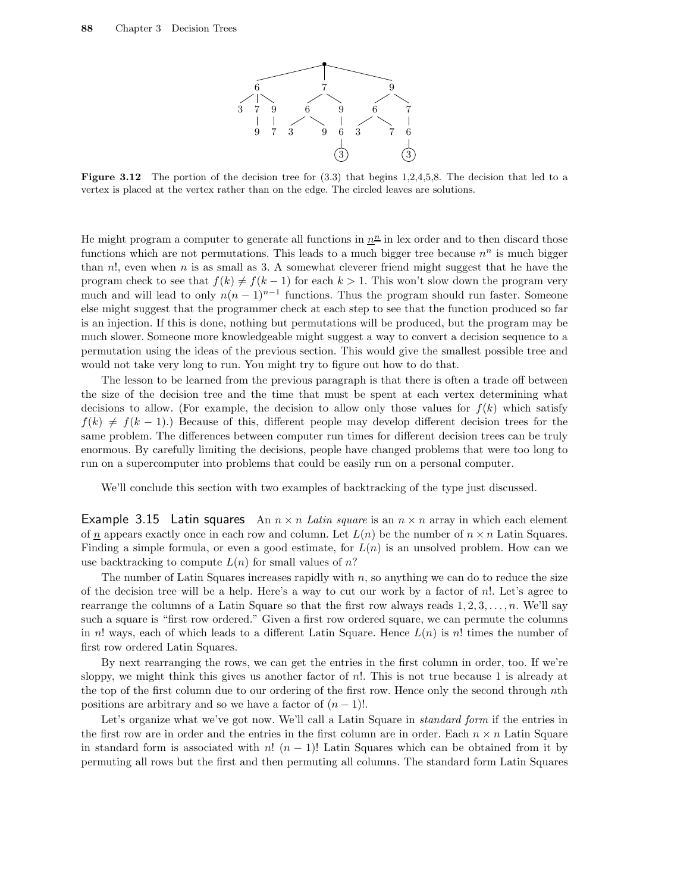Figure 3.12 The portion of the decision tree for (3.3) that begins 1,2,4,5,8. The decision that led to a vertex is placed at the vertex rather than on the edge. The circled leaves are solutions.

He might program a computer to generate all functions in $\underline{n}^{\underline{n}}$ in lex order and to then discard those functions which are not permutations. This leads to a much bigger tree because $n^n$ is much bigger than $n!$, even when $n$ is as small as 3. A somewhat cleverer friend might suggest that he have the program check to see that $f(k) \neq f(k-1)$ for each $k > 1$. This won't slow down the program very much and will lead to only $n(n-1)^{n-1}$ functions. Thus the program should run faster. Someone else might suggest that the programmer check at each step to see that the function produced so far is an injection. If this is done, nothing but permutations will be produced, but the program may be much slower. Someone more knowledgeable might suggest a way to convert a decision sequence to a permutation using the ideas of the previous section. This would give the smallest possible tree and would not take very long to run. You might try to figure out how to do that.

The lesson to be learned from the previous paragraph is that there is often a trade off between the size of the decision tree and the time that must be spent at each vertex determining what decisions to allow. (For example, the decision to allow only those values for $f(k)$ which satisfy $f(k) \neq f(k-1)$.) Because of this, different people may develop different decision trees for the same problem. The differences between computer run times for different decision trees can be truly enormous. By carefully limiting the decisions, people have changed problems that were too long to run on a supercomputer into problems that could be easily run on a personal computer.

We'll conclude this section with two examples of backtracking of the type just discussed.

**Example 3.15 Latin squares** An $n \times n$ *Latin square* is an $n \times n$ array in which each element of $\underline{n}$ appears exactly once in each row and column. Let $L(n)$ be the number of $n \times n$ Latin Squares. Finding a simple formula, or even a good estimate, for $L(n)$ is an unsolved problem. How can we use backtracking to compute $L(n)$ for small values of $n$?

The number of Latin Squares increases rapidly with $n$, so anything we can do to reduce the size of the decision tree will be a help. Here's a way to cut our work by a factor of $n!$. Let's agree to rearrange the columns of a Latin Square so that the first row always reads $1, 2, 3, \ldots, n$. We'll say such a square is "first row ordered." Given a first row ordered square, we can permute the columns in $n!$ ways, each of which leads to a different Latin Square. Hence $L(n)$ is $n!$ times the number of first row ordered Latin Squares.

By next rearranging the rows, we can get the entries in the first column in order, too. If we're sloppy, we might think this gives us another factor of $n!$. This is not true because 1 is already at the top of the first column due to our ordering of the first row. Hence only the second through $n$th positions are arbitrary and so we have a factor of $(n-1)!$.

Let's organize what we've got now. We'll call a Latin Square in *standard form* if the entries in the first row are in order and the entries in the first column are in order. Each $n \times n$ Latin Square in standard form is associated with $n!\ (n-1)!$ Latin Squares which can be obtained from it by permuting all rows but the first and then permuting all columns. The standard form Latin Squares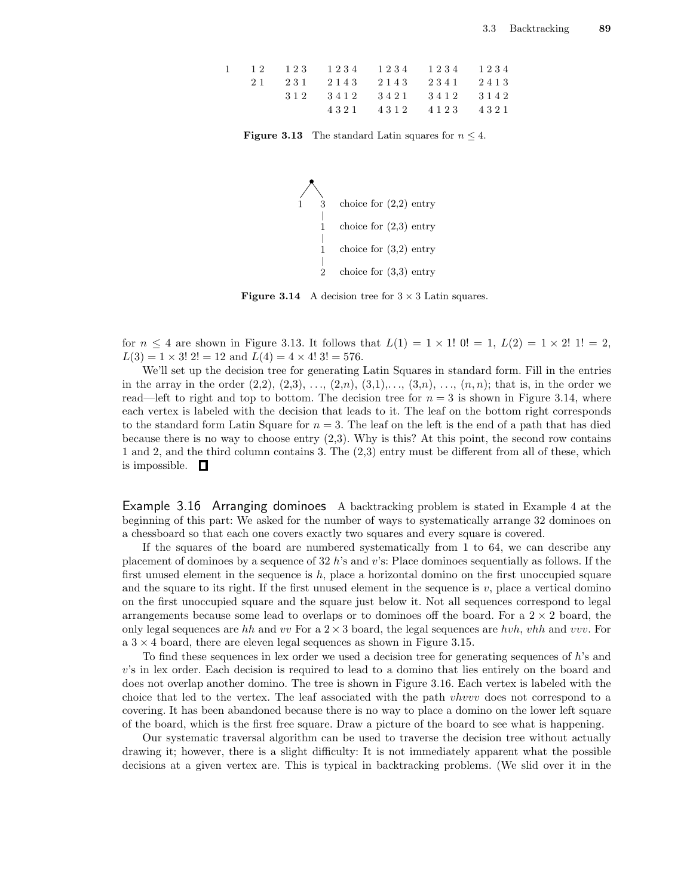| 1 | 1 2 | 1 2 3 | 1 2 3 4 | 1 2 3 4 | 1 2 3 4 | 1 2 3 4 |
|---|---|---|---|---|---|---|
| | 2 1 | 2 3 1 | 2 1 4 3 | 2 1 4 3 | 2 3 4 1 | 2 4 1 3 |
| | | 3 1 2 | 3 4 1 2 | 3 4 2 1 | 3 4 1 2 | 3 1 4 2 |
| | | | 4 3 2 1 | 4 3 1 2 | 4 1 2 3 | 4 3 2 1 |

**Figure 3.13** The standard Latin squares for $n \leq 4$.

```
      •
     / \
    1   3    choice for (2,2) entry
        |
        1    choice for (2,3) entry
        |
        1    choice for (3,2) entry
        |
        2    choice for (3,3) entry
```

**Figure 3.14** A decision tree for $3 \times 3$ Latin squares.

for $n \leq 4$ are shown in Figure 3.13. It follows that $L(1) = 1 \times 1!\ 0! = 1$, $L(2) = 1 \times 2!\ 1! = 2$, $L(3) = 1 \times 3!\ 2! = 12$ and $L(4) = 4 \times 4!\ 3! = 576$.

We'll set up the decision tree for generating Latin Squares in standard form. Fill in the entries in the array in the order (2,2), (2,3), $\ldots$, $(2,n)$, (3,1),$\ldots$, $(3,n)$, $\ldots$, $(n,n)$; that is, in the order we read—left to right and top to bottom. The decision tree for $n = 3$ is shown in Figure 3.14, where each vertex is labeled with the decision that leads to it. The leaf on the bottom right corresponds to the standard form Latin Square for $n = 3$. The leaf on the left is the end of a path that has died because there is no way to choose entry (2,3). Why is this? At this point, the second row contains 1 and 2, and the third column contains 3. The (2,3) entry must be different from all of these, which is impossible. □

## Example 3.16 Arranging dominoes

A backtracking problem is stated in Example 4 at the beginning of this part: We asked for the number of ways to systematically arrange 32 dominoes on a chessboard so that each one covers exactly two squares and every square is covered.

If the squares of the board are numbered systematically from 1 to 64, we can describe any placement of dominoes by a sequence of 32 $h$'s and $v$'s: Place dominoes sequentially as follows. If the first unused element in the sequence is $h$, place a horizontal domino on the first unoccupied square and the square to its right. If the first unused element in the sequence is $v$, place a vertical domino on the first unoccupied square and the square just below it. Not all sequences correspond to legal arrangements because some lead to overlaps or to dominoes off the board. For a $2 \times 2$ board, the only legal sequences are $hh$ and $vv$ For a $2 \times 3$ board, the legal sequences are $hvh$, $vhh$ and $vvv$. For a $3 \times 4$ board, there are eleven legal sequences as shown in Figure 3.15.

To find these sequences in lex order we used a decision tree for generating sequences of $h$'s and $v$'s in lex order. Each decision is required to lead to a domino that lies entirely on the board and does not overlap another domino. The tree is shown in Figure 3.16. Each vertex is labeled with the choice that led to the vertex. The leaf associated with the path $vhvvv$ does not correspond to a covering. It has been abandoned because there is no way to place a domino on the lower left square of the board, which is the first free square. Draw a picture of the board to see what is happening.

Our systematic traversal algorithm can be used to traverse the decision tree without actually drawing it; however, there is a slight difficulty: It is not immediately apparent what the possible decisions at a given vertex are. This is typical in backtracking problems. (We slid over it in the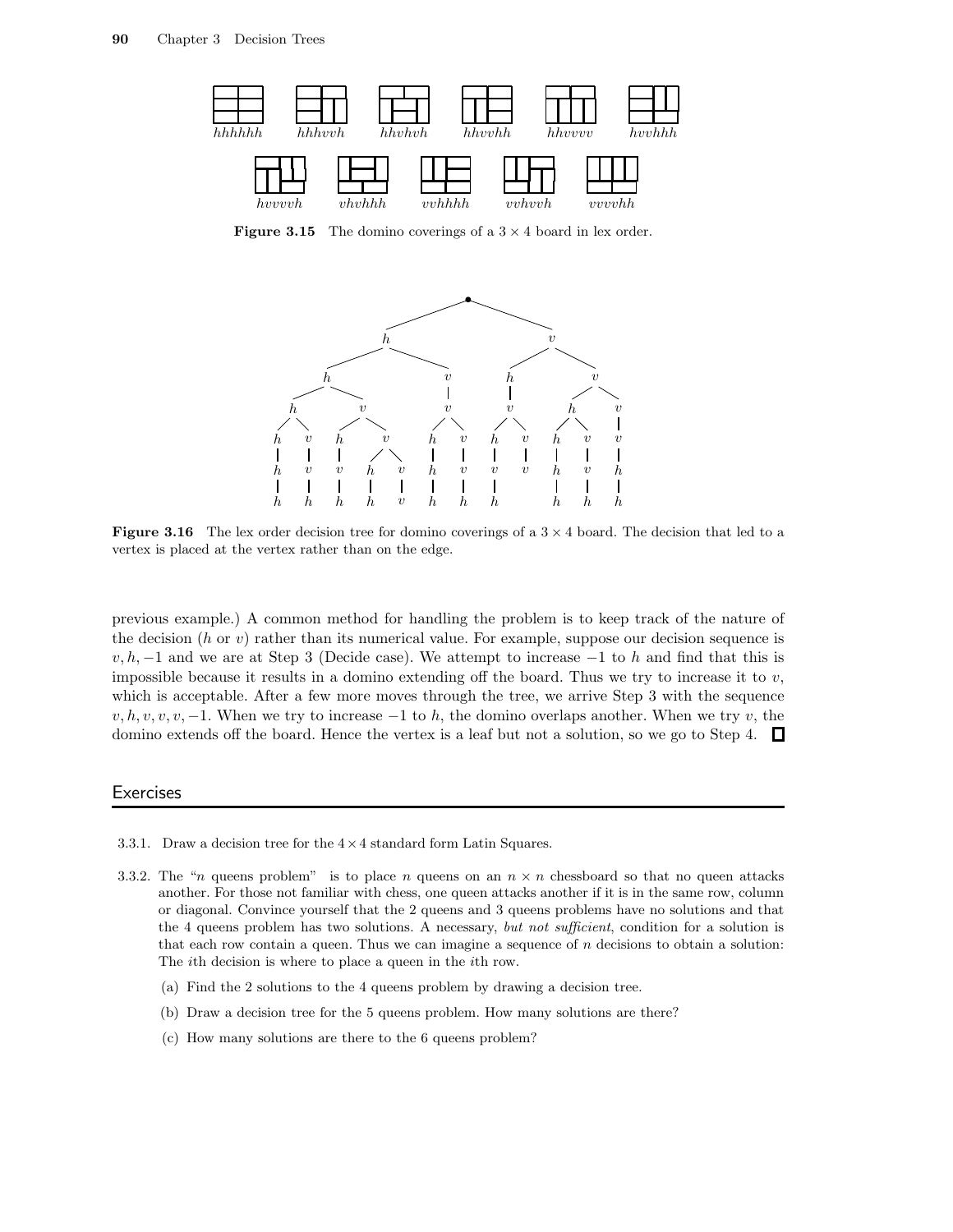hhhhhh hhhvvh hhvhvh hhvvhh hhvvvv hvvhhh

hvvvvh vhvhhh vvhhhh vvhvvh vvvvhh

**Figure 3.15** The domino coverings of a $3 \times 4$ board in lex order.

**Figure 3.16** The lex order decision tree for domino coverings of a $3 \times 4$ board. The decision that led to a vertex is placed at the vertex rather than on the edge.

previous example.) A common method for handling the problem is to keep track of the nature of the decision ($h$ or $v$) rather than its numerical value. For example, suppose our decision sequence is $v, h, -1$ and we are at Step 3 (Decide case). We attempt to increase $-1$ to $h$ and find that this is impossible because it results in a domino extending off the board. Thus we try to increase it to $v$, which is acceptable. After a few more moves through the tree, we arrive Step 3 with the sequence $v, h, v, v, v, -1$. When we try to increase $-1$ to $h$, the domino overlaps another. When we try $v$, the domino extends off the board. Hence the vertex is a leaf but not a solution, so we go to Step 4. □

## Exercises

3.3.1. Draw a decision tree for the $4 \times 4$ standard form Latin Squares.

3.3.2. The "$n$ queens problem" is to place $n$ queens on an $n \times n$ chessboard so that no queen attacks another. For those not familiar with chess, one queen attacks another if it is in the same row, column or diagonal. Convince yourself that the 2 queens and 3 queens problems have no solutions and that the 4 queens problem has two solutions. A necessary, *but not sufficient*, condition for a solution is that each row contain a queen. Thus we can imagine a sequence of $n$ decisions to obtain a solution: The $i$th decision is where to place a queen in the $i$th row.

(a) Find the 2 solutions to the 4 queens problem by drawing a decision tree.

(b) Draw a decision tree for the 5 queens problem. How many solutions are there?

(c) How many solutions are there to the 6 queens problem?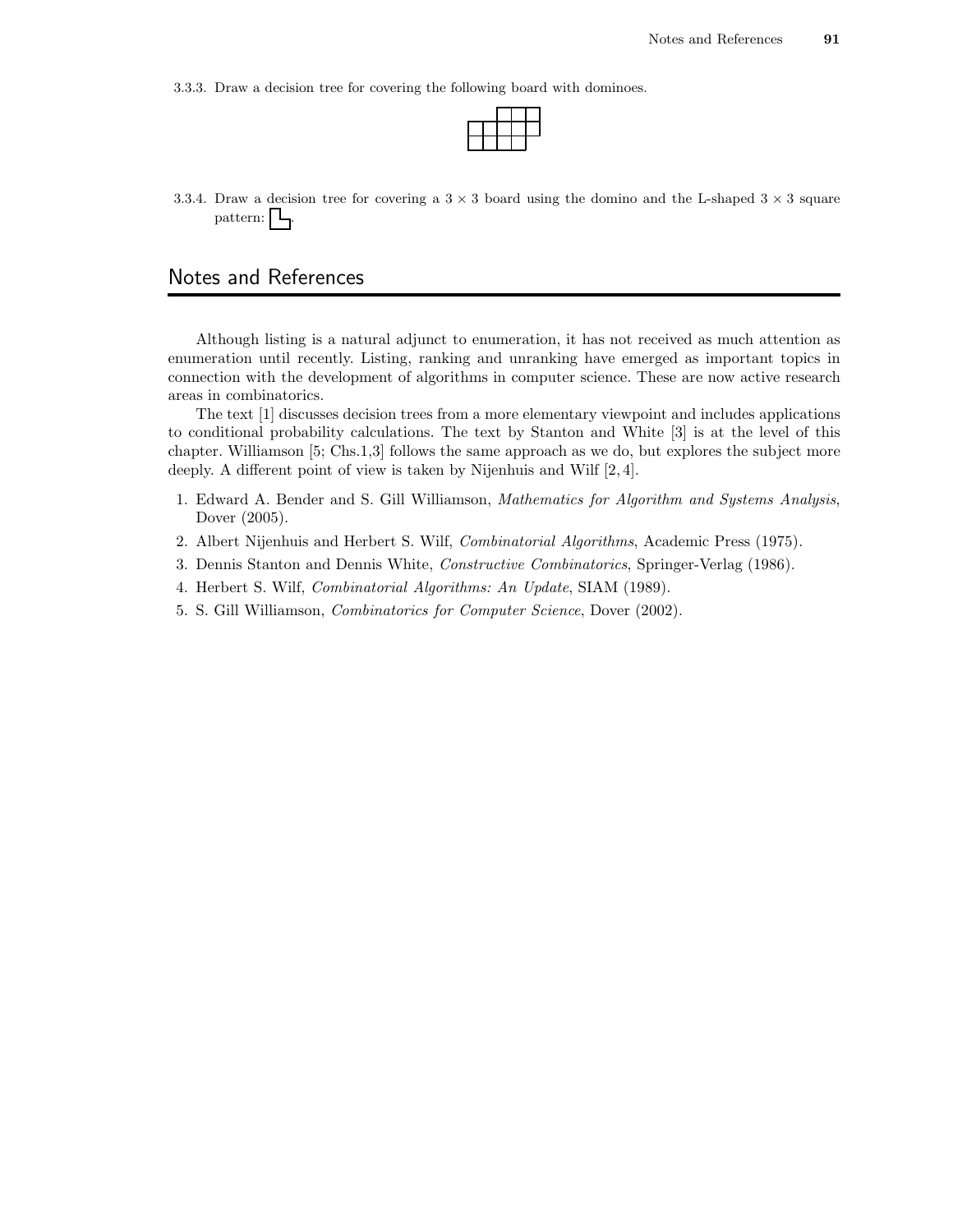3.3.3. Draw a decision tree for covering the following board with dominoes.

3.3.4. Draw a decision tree for covering a $3 \times 3$ board using the domino and the L-shaped $3 \times 3$ square pattern: .

## Notes and References

Although listing is a natural adjunct to enumeration, it has not received as much attention as enumeration until recently. Listing, ranking and unranking have emerged as important topics in connection with the development of algorithms in computer science. These are now active research areas in combinatorics.

The text [1] discusses decision trees from a more elementary viewpoint and includes applications to conditional probability calculations. The text by Stanton and White [3] is at the level of this chapter. Williamson [5; Chs.1,3] follows the same approach as we do, but explores the subject more deeply. A different point of view is taken by Nijenhuis and Wilf [2, 4].

1. Edward A. Bender and S. Gill Williamson, *Mathematics for Algorithm and Systems Analysis*, Dover (2005).
2. Albert Nijenhuis and Herbert S. Wilf, *Combinatorial Algorithms*, Academic Press (1975).
3. Dennis Stanton and Dennis White, *Constructive Combinatorics*, Springer-Verlag (1986).
4. Herbert S. Wilf, *Combinatorial Algorithms: An Update*, SIAM (1989).
5. S. Gill Williamson, *Combinatorics for Computer Science*, Dover (2002).